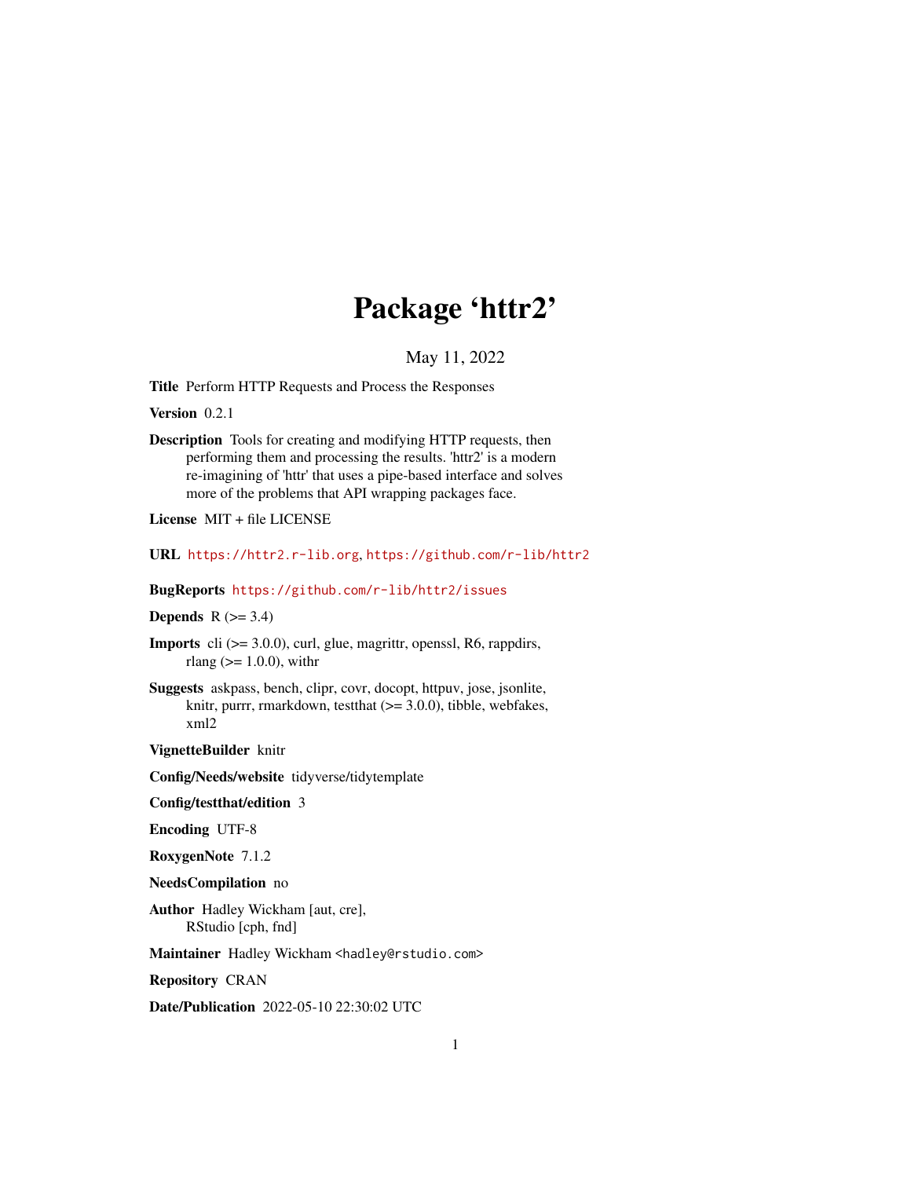# Package 'httr2'

May 11, 2022

**Title** Perform HTTP Requests and Process the Responses

**Version** 0.2.1

**Description** Tools for creating and modifying HTTP requests, then performing them and processing the results. 'httr2' is a modern re-imagining of 'httr' that uses a pipe-based interface and solves more of the problems that API wrapping packages face.

**License** MIT + file LICENSE

**URL** https://httr2.r-lib.org, https://github.com/r-lib/httr2

**BugReports** https://github.com/r-lib/httr2/issues

**Depends** R (>= 3.4)

**Imports** cli (>= 3.0.0), curl, glue, magrittr, openssl, R6, rappdirs, rlang (>= 1.0.0), withr

**Suggests** askpass, bench, clipr, covr, docopt, httpuv, jose, jsonlite, knitr, purrr, rmarkdown, testthat (>= 3.0.0), tibble, webfakes, xml2

**VignetteBuilder** knitr

**Config/Needs/website** tidyverse/tidytemplate

**Config/testthat/edition** 3

**Encoding** UTF-8

**RoxygenNote** 7.1.2

**NeedsCompilation** no

**Author** Hadley Wickham [aut, cre], RStudio [cph, fnd]

**Maintainer** Hadley Wickham <hadley@rstudio.com>

**Repository** CRAN

**Date/Publication** 2022-05-10 22:30:02 UTC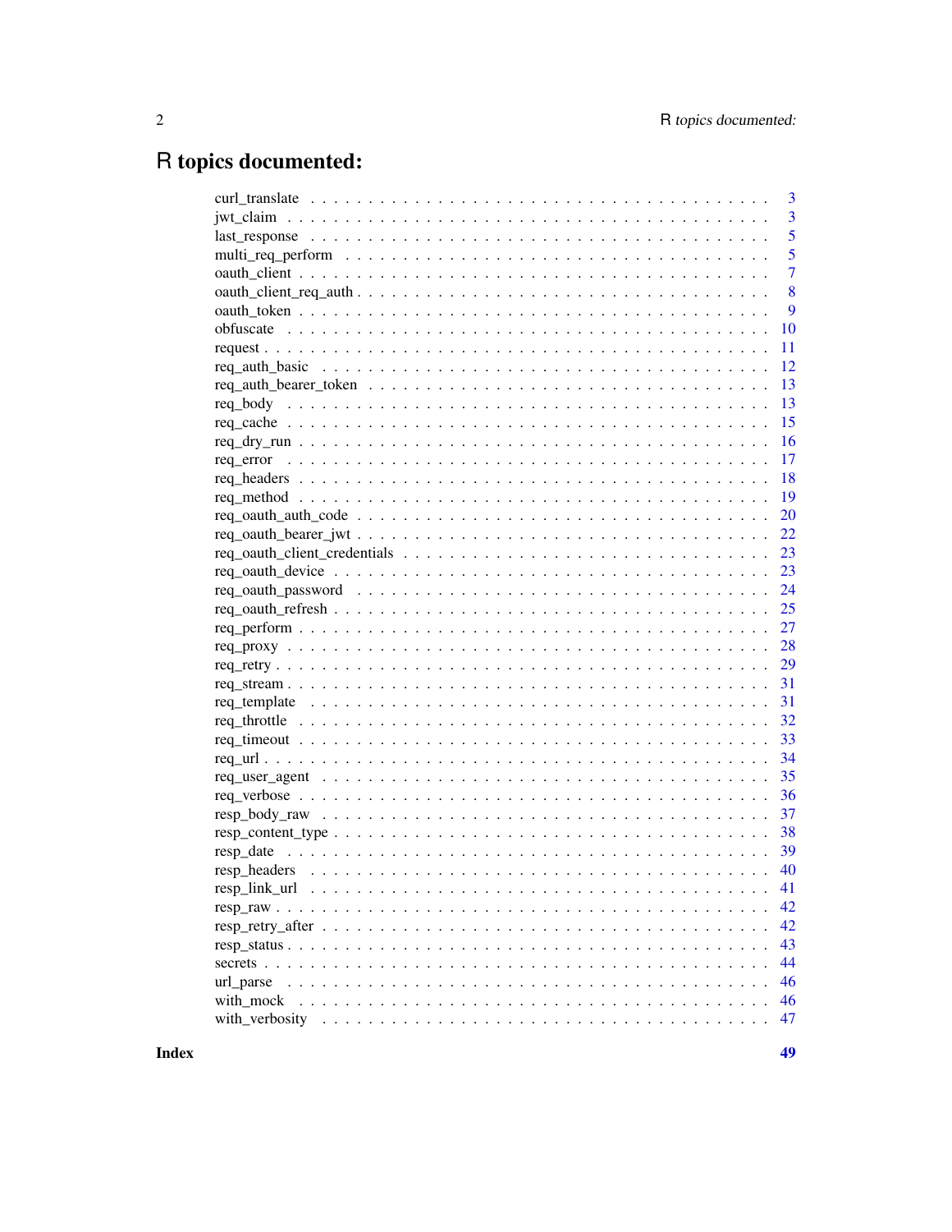# R topics documented:

| | |
|---|---|
| curl_translate | 3 |
| jwt_claim | 3 |
| last_response | 5 |
| multi_req_perform | 5 |
| oauth_client | 7 |
| oauth_client_req_auth | 8 |
| oauth_token | 9 |
| obfuscate | 10 |
| request | 11 |
| req_auth_basic | 12 |
| req_auth_bearer_token | 13 |
| req_body | 13 |
| req_cache | 15 |
| req_dry_run | 16 |
| req_error | 17 |
| req_headers | 18 |
| req_method | 19 |
| req_oauth_auth_code | 20 |
| req_oauth_bearer_jwt | 22 |
| req_oauth_client_credentials | 23 |
| req_oauth_device | 23 |
| req_oauth_password | 24 |
| req_oauth_refresh | 25 |
| req_perform | 27 |
| req_proxy | 28 |
| req_retry | 29 |
| req_stream | 31 |
| req_template | 31 |
| req_throttle | 32 |
| req_timeout | 33 |
| req_url | 34 |
| req_user_agent | 35 |
| req_verbose | 36 |
| resp_body_raw | 37 |
| resp_content_type | 38 |
| resp_date | 39 |
| resp_headers | 40 |
| resp_link_url | 41 |
| resp_raw | 42 |
| resp_retry_after | 42 |
| resp_status | 43 |
| secrets | 44 |
| url_parse | 46 |
| with_mock | 46 |
| with_verbosity | 47 |

**Index** **49**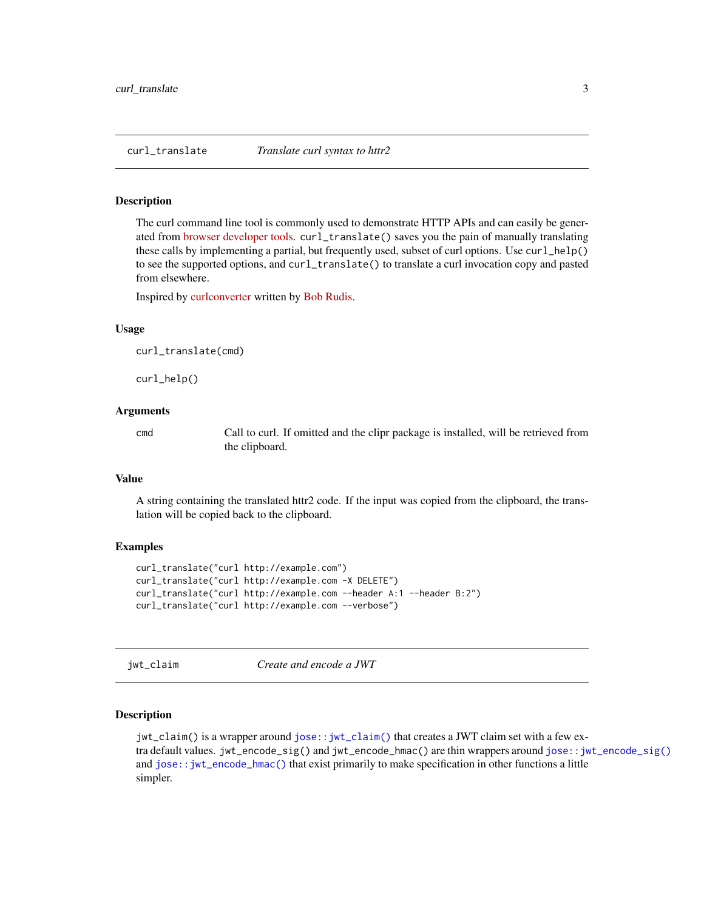## curl_translate — *Translate curl syntax to httr2*

### Description

The curl command line tool is commonly used to demonstrate HTTP APIs and can easily be generated from browser developer tools. `curl_translate()` saves you the pain of manually translating these calls by implementing a partial, but frequently used, subset of curl options. Use `curl_help()` to see the supported options, and `curl_translate()` to translate a curl invocation copy and pasted from elsewhere.

Inspired by curlconverter written by Bob Rudis.

### Usage

```
curl_translate(cmd)

curl_help()
```

### Arguments

| | |
|---|---|
| `cmd` | Call to curl. If omitted and the clipr package is installed, will be retrieved from the clipboard. |

### Value

A string containing the translated httr2 code. If the input was copied from the clipboard, the translation will be copied back to the clipboard.

### Examples

```
curl_translate("curl http://example.com")
curl_translate("curl http://example.com -X DELETE")
curl_translate("curl http://example.com --header A:1 --header B:2")
curl_translate("curl http://example.com --verbose")
```

## jwt_claim — *Create and encode a JWT*

### Description

`jwt_claim()` is a wrapper around `jose::jwt_claim()` that creates a JWT claim set with a few extra default values. `jwt_encode_sig()` and `jwt_encode_hmac()` are thin wrappers around `jose::jwt_encode_sig()` and `jose::jwt_encode_hmac()` that exist primarily to make specification in other functions a little simpler.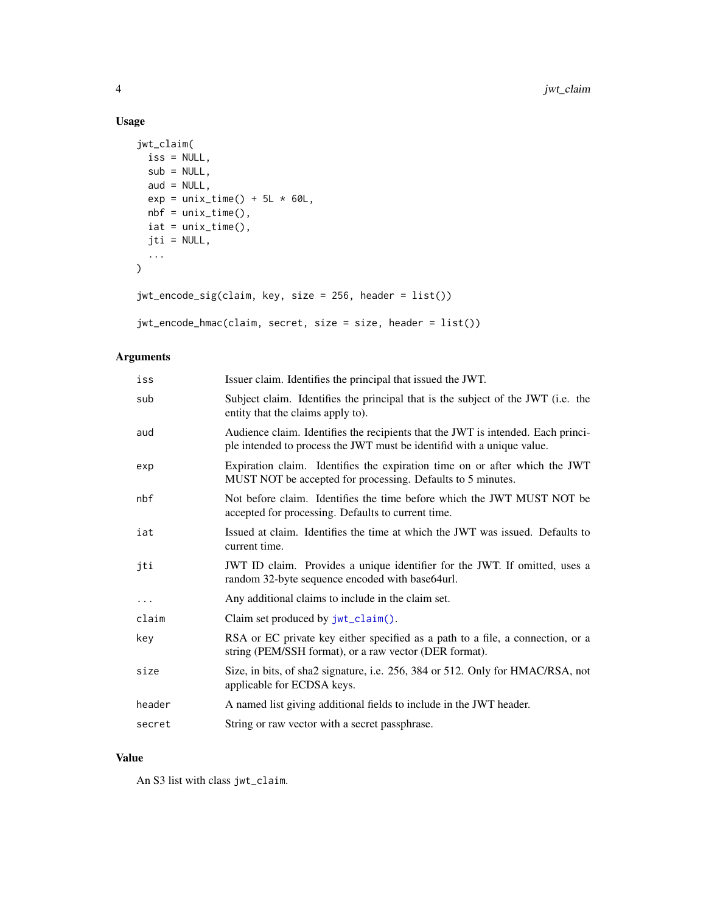## Usage

```
jwt_claim(
  iss = NULL,
  sub = NULL,
  aud = NULL,
  exp = unix_time() + 5L * 60L,
  nbf = unix_time(),
  iat = unix_time(),
  jti = NULL,
  ...
)

jwt_encode_sig(claim, key, size = 256, header = list())

jwt_encode_hmac(claim, secret, size = size, header = list())
```

## Arguments

| | |
|---|---|
| iss | Issuer claim. Identifies the principal that issued the JWT. |
| sub | Subject claim. Identifies the principal that is the subject of the JWT (i.e. the entity that the claims apply to). |
| aud | Audience claim. Identifies the recipients that the JWT is intended. Each principle intended to process the JWT must be identifid with a unique value. |
| exp | Expiration claim. Identifies the expiration time on or after which the JWT MUST NOT be accepted for processing. Defaults to 5 minutes. |
| nbf | Not before claim. Identifies the time before which the JWT MUST NOT be accepted for processing. Defaults to current time. |
| iat | Issued at claim. Identifies the time at which the JWT was issued. Defaults to current time. |
| jti | JWT ID claim. Provides a unique identifier for the JWT. If omitted, uses a random 32-byte sequence encoded with base64url. |
| ... | Any additional claims to include in the claim set. |
| claim | Claim set produced by jwt_claim(). |
| key | RSA or EC private key either specified as a path to a file, a connection, or a string (PEM/SSH format), or a raw vector (DER format). |
| size | Size, in bits, of sha2 signature, i.e. 256, 384 or 512. Only for HMAC/RSA, not applicable for ECDSA keys. |
| header | A named list giving additional fields to include in the JWT header. |
| secret | String or raw vector with a secret passphrase. |

## Value

An S3 list with class jwt_claim.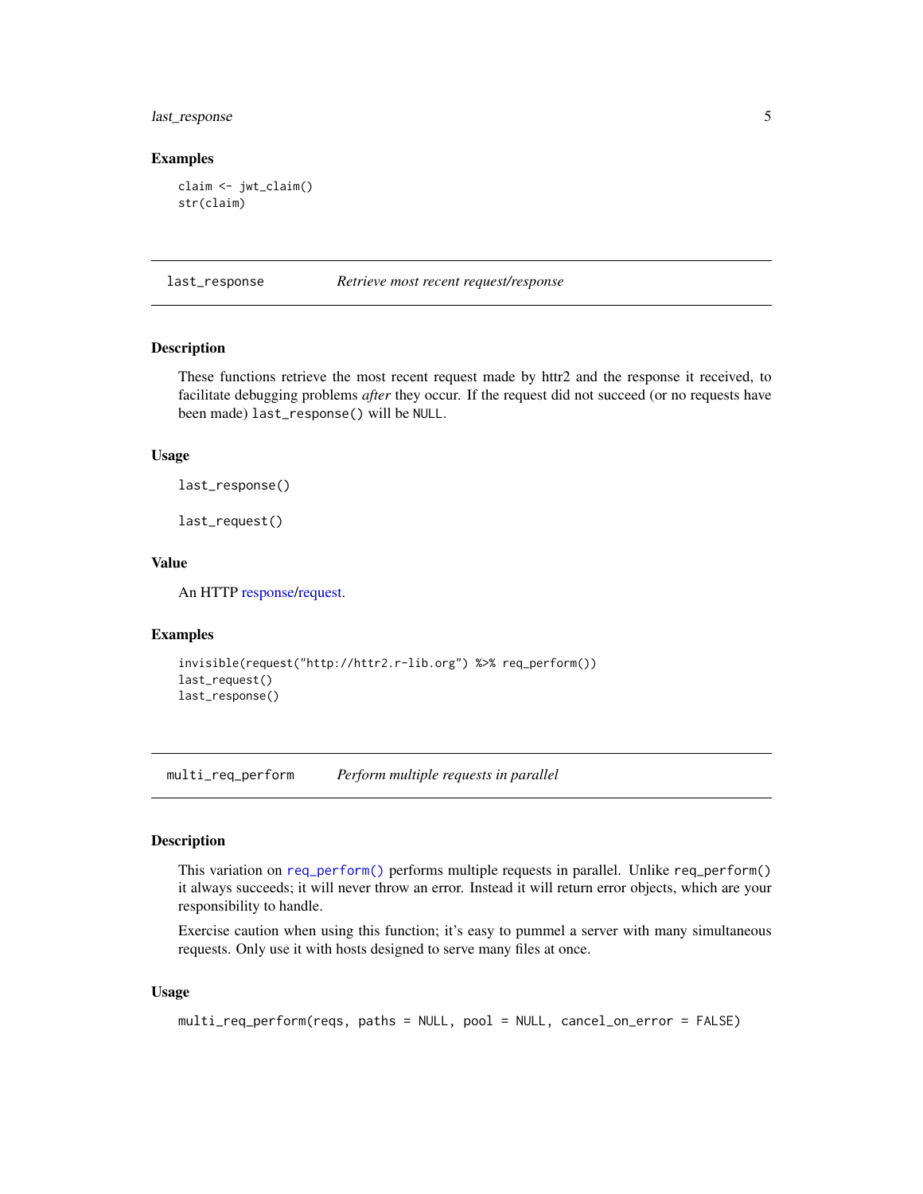### Examples

```
claim <- jwt_claim()
str(claim)
```

## last_response — *Retrieve most recent request/response*

### Description

These functions retrieve the most recent request made by httr2 and the response it received, to facilitate debugging problems *after* they occur. If the request did not succeed (or no requests have been made) `last_response()` will be `NULL`.

### Usage

```
last_response()

last_request()
```

### Value

An HTTP response/request.

### Examples

```
invisible(request("http://httr2.r-lib.org") %>% req_perform())
last_request()
last_response()
```

## multi_req_perform — *Perform multiple requests in parallel*

### Description

This variation on `req_perform()` performs multiple requests in parallel. Unlike `req_perform()` it always succeeds; it will never throw an error. Instead it will return error objects, which are your responsibility to handle.

Exercise caution when using this function; it's easy to pummel a server with many simultaneous requests. Only use it with hosts designed to serve many files at once.

### Usage

```
multi_req_perform(reqs, paths = NULL, pool = NULL, cancel_on_error = FALSE)
```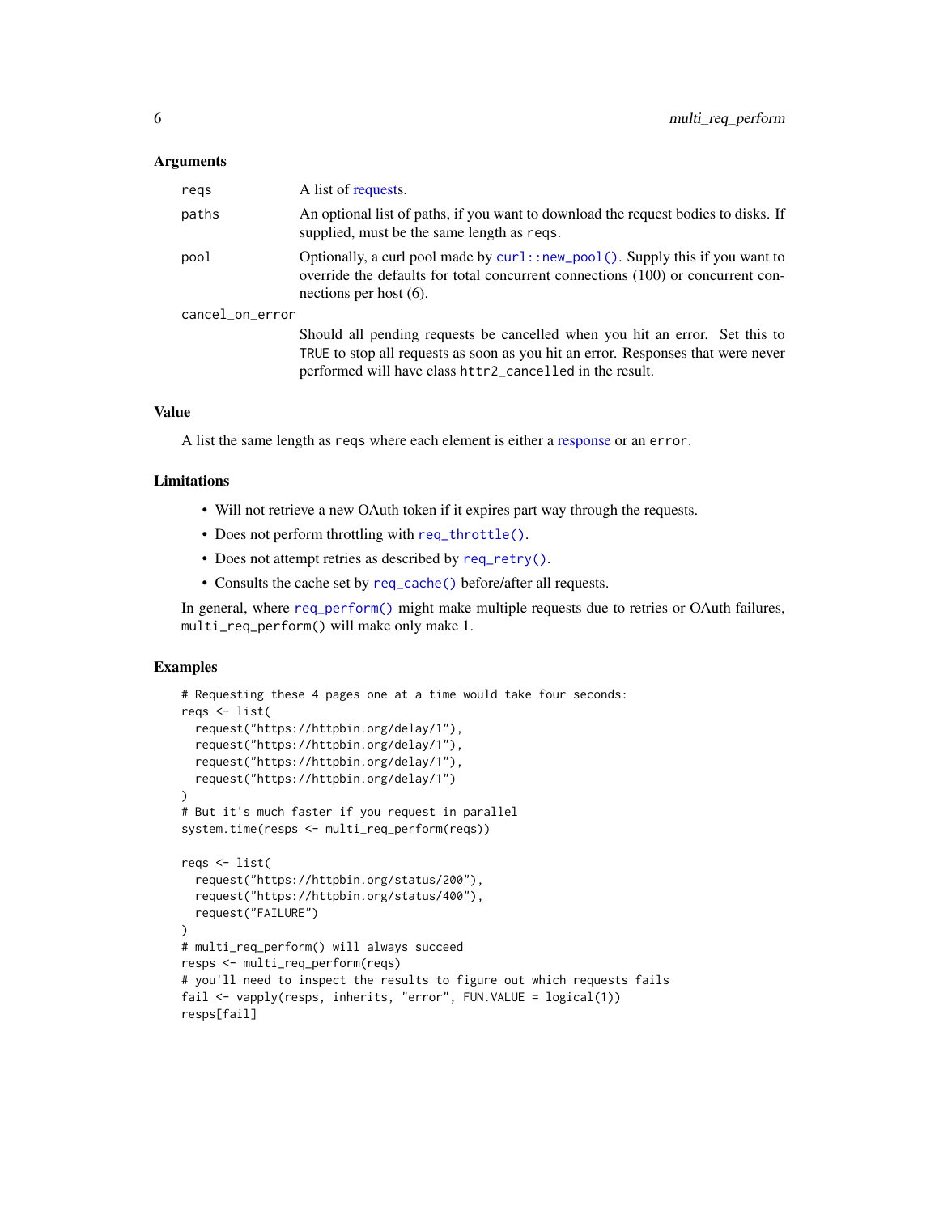### Arguments

| | |
|---|---|
| `reqs` | A list of requests. |
| `paths` | An optional list of paths, if you want to download the request bodies to disks. If supplied, must be the same length as `reqs`. |
| `pool` | Optionally, a curl pool made by `curl::new_pool()`. Supply this if you want to override the defaults for total concurrent connections (100) or concurrent connections per host (6). |
| `cancel_on_error` | Should all pending requests be cancelled when you hit an error. Set this to `TRUE` to stop all requests as soon as you hit an error. Responses that were never performed will have class `httr2_cancelled` in the result. |

### Value

A list the same length as `reqs` where each element is either a response or an `error`.

### Limitations

- Will not retrieve a new OAuth token if it expires part way through the requests.
- Does not perform throttling with `req_throttle()`.
- Does not attempt retries as described by `req_retry()`.
- Consults the cache set by `req_cache()` before/after all requests.

In general, where `req_perform()` might make multiple requests due to retries or OAuth failures, `multi_req_perform()` will make only make 1.

### Examples

```
# Requesting these 4 pages one at a time would take four seconds:
reqs <- list(
  request("https://httpbin.org/delay/1"),
  request("https://httpbin.org/delay/1"),
  request("https://httpbin.org/delay/1"),
  request("https://httpbin.org/delay/1")
)
# But it's much faster if you request in parallel
system.time(resps <- multi_req_perform(reqs))

reqs <- list(
  request("https://httpbin.org/status/200"),
  request("https://httpbin.org/status/400"),
  request("FAILURE")
)
# multi_req_perform() will always succeed
resps <- multi_req_perform(reqs)
# you'll need to inspect the results to figure out which requests fails
fail <- vapply(resps, inherits, "error", FUN.VALUE = logical(1))
resps[fail]
```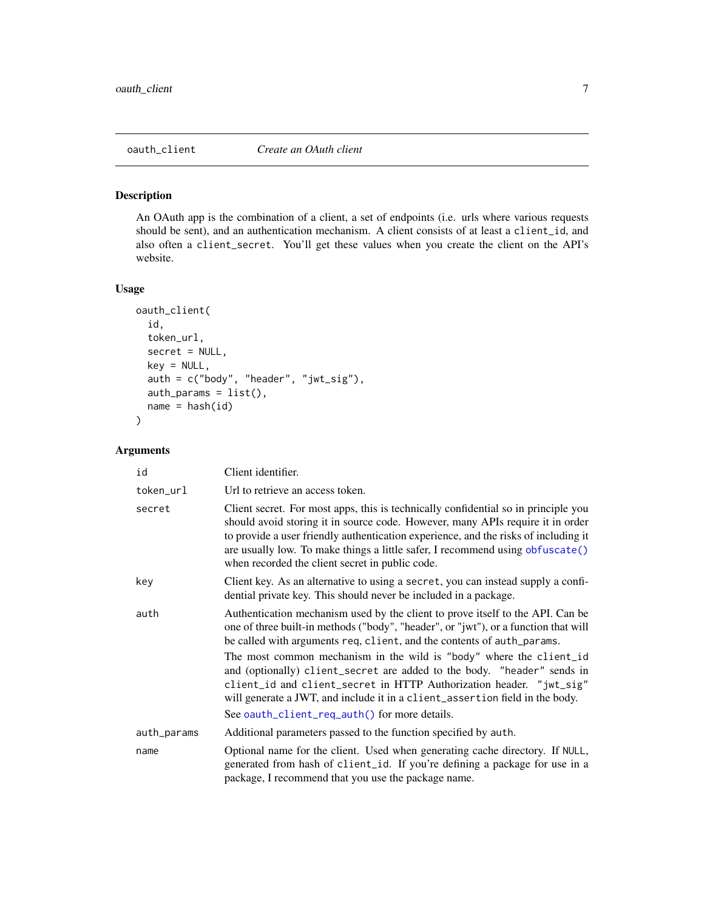## oauth_client — *Create an OAuth client*

### Description

An OAuth app is the combination of a client, a set of endpoints (i.e. urls where various requests should be sent), and an authentication mechanism. A client consists of at least a `client_id`, and also often a `client_secret`. You'll get these values when you create the client on the API's website.

### Usage

```
oauth_client(
  id,
  token_url,
  secret = NULL,
  key = NULL,
  auth = c("body", "header", "jwt_sig"),
  auth_params = list(),
  name = hash(id)
)
```

### Arguments

| Argument | Description |
|---|---|
| `id` | Client identifier. |
| `token_url` | Url to retrieve an access token. |
| `secret` | Client secret. For most apps, this is technically confidential so in principle you should avoid storing it in source code. However, many APIs require it in order to provide a user friendly authentication experience, and the risks of including it are usually low. To make things a little safer, I recommend using `obfuscate()` when recorded the client secret in public code. |
| `key` | Client key. As an alternative to using a `secret`, you can instead supply a confidential private key. This should never be included in a package. |
| `auth` | Authentication mechanism used by the client to prove itself to the API. Can be one of three built-in methods ("body", "header", or "jwt"), or a function that will be called with arguments `req`, `client`, and the contents of `auth_params`.<br><br>The most common mechanism in the wild is `"body"` where the `client_id` and (optionally) `client_secret` are added to the body. `"header"` sends in `client_id` and `client_secret` in HTTP Authorization header. `"jwt_sig"` will generate a JWT, and include it in a `client_assertion` field in the body.<br><br>See `oauth_client_req_auth()` for more details. |
| `auth_params` | Additional parameters passed to the function specified by `auth`. |
| `name` | Optional name for the client. Used when generating cache directory. If `NULL`, generated from hash of `client_id`. If you're defining a package for use in a package, I recommend that you use the package name. |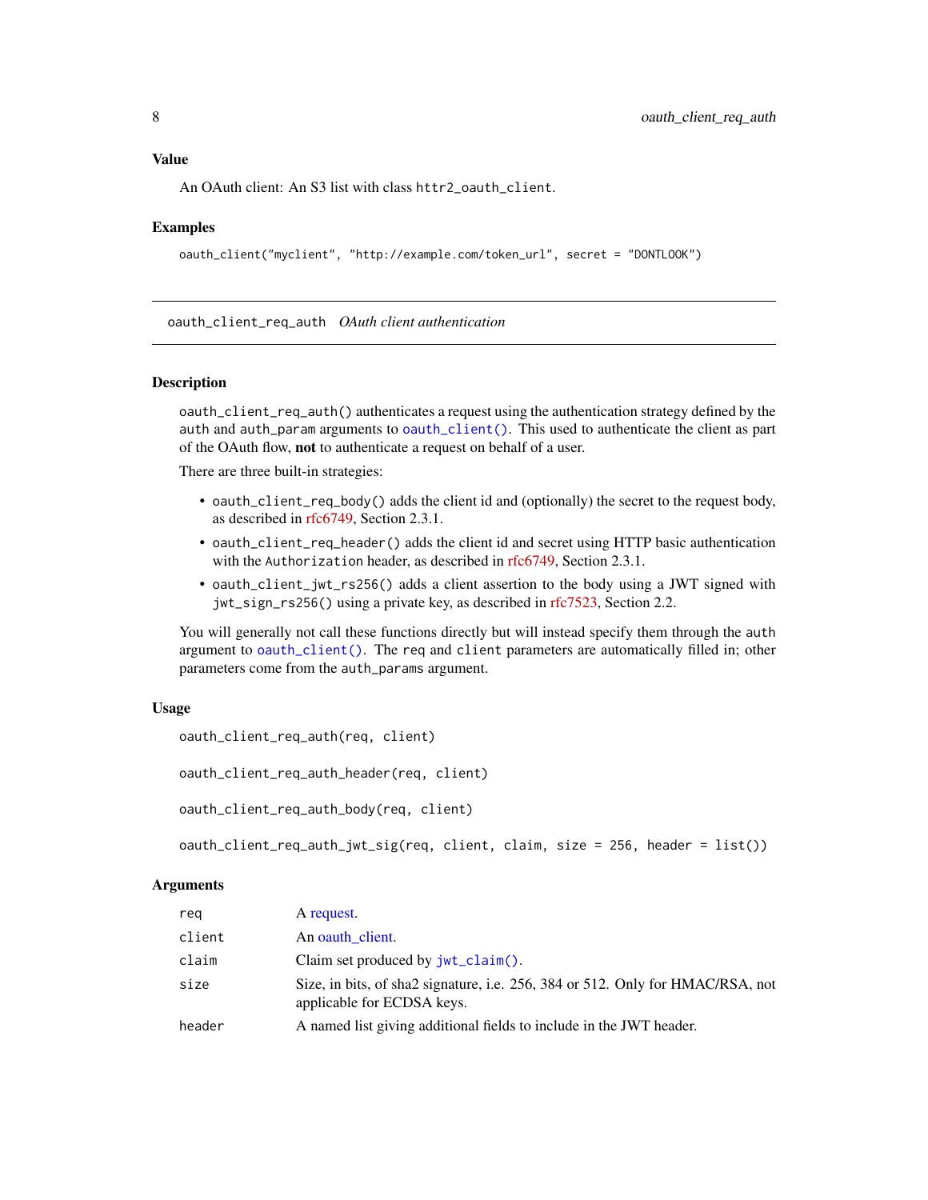## Value

An OAuth client: An S3 list with class `httr2_oauth_client`.

## Examples

```
oauth_client("myclient", "http://example.com/token_url", secret = "DONTLOOK")
```

---

# oauth_client_req_auth *OAuth client authentication*

---

## Description

`oauth_client_req_auth()` authenticates a request using the authentication strategy defined by the `auth` and `auth_param` arguments to `oauth_client()`. This used to authenticate the client as part of the OAuth flow, **not** to authenticate a request on behalf of a user.

There are three built-in strategies:

- `oauth_client_req_body()` adds the client id and (optionally) the secret to the request body, as described in rfc6749, Section 2.3.1.
- `oauth_client_req_header()` adds the client id and secret using HTTP basic authentication with the `Authorization` header, as described in rfc6749, Section 2.3.1.
- `oauth_client_jwt_rs256()` adds a client assertion to the body using a JWT signed with `jwt_sign_rs256()` using a private key, as described in rfc7523, Section 2.2.

You will generally not call these functions directly but will instead specify them through the `auth` argument to `oauth_client()`. The `req` and `client` parameters are automatically filled in; other parameters come from the `auth_params` argument.

## Usage

```
oauth_client_req_auth(req, client)

oauth_client_req_auth_header(req, client)

oauth_client_req_auth_body(req, client)

oauth_client_req_auth_jwt_sig(req, client, claim, size = 256, header = list())
```

## Arguments

| | |
|---|---|
| `req` | A request. |
| `client` | An oauth_client. |
| `claim` | Claim set produced by `jwt_claim()`. |
| `size` | Size, in bits, of sha2 signature, i.e. 256, 384 or 512. Only for HMAC/RSA, not applicable for ECDSA keys. |
| `header` | A named list giving additional fields to include in the JWT header. |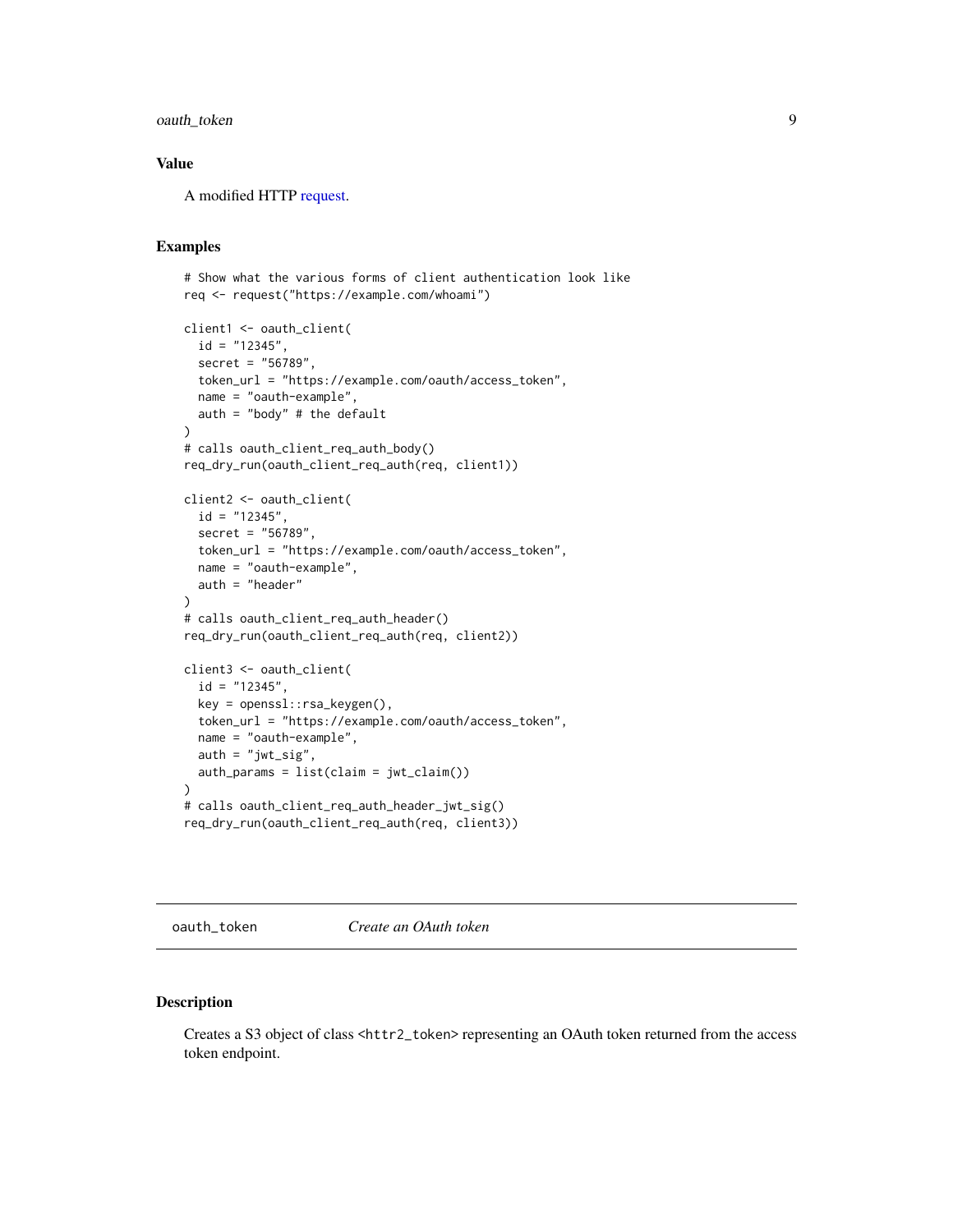## Value

A modified HTTP request.

## Examples

```
# Show what the various forms of client authentication look like
req <- request("https://example.com/whoami")

client1 <- oauth_client(
  id = "12345",
  secret = "56789",
  token_url = "https://example.com/oauth/access_token",
  name = "oauth-example",
  auth = "body" # the default
)
# calls oauth_client_req_auth_body()
req_dry_run(oauth_client_req_auth(req, client1))

client2 <- oauth_client(
  id = "12345",
  secret = "56789",
  token_url = "https://example.com/oauth/access_token",
  name = "oauth-example",
  auth = "header"
)
# calls oauth_client_req_auth_header()
req_dry_run(oauth_client_req_auth(req, client2))

client3 <- oauth_client(
  id = "12345",
  key = openssl::rsa_keygen(),
  token_url = "https://example.com/oauth/access_token",
  name = "oauth-example",
  auth = "jwt_sig",
  auth_params = list(claim = jwt_claim())
)
# calls oauth_client_req_auth_header_jwt_sig()
req_dry_run(oauth_client_req_auth(req, client3))
```

---

# `oauth_token` *Create an OAuth token*

## Description

Creates a S3 object of class `<httr2_token>` representing an OAuth token returned from the access token endpoint.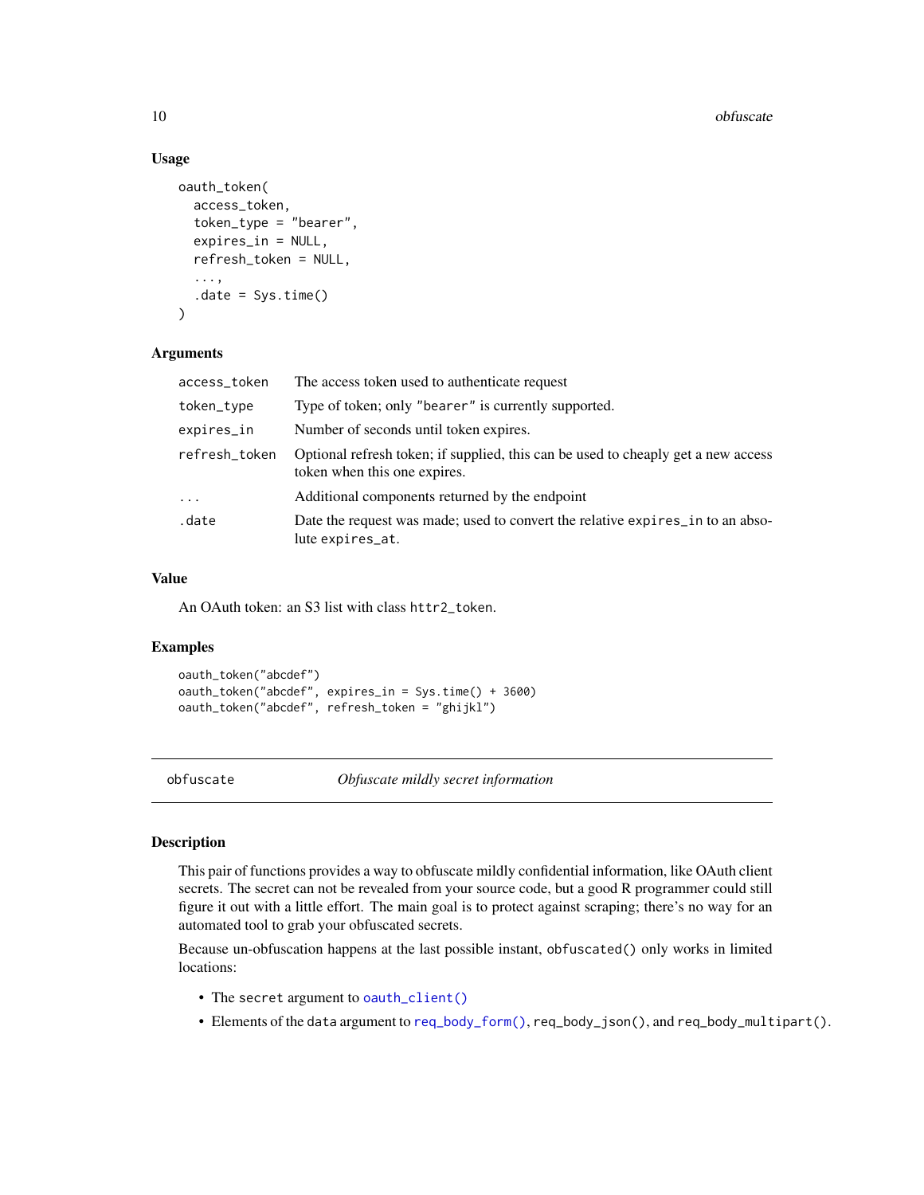### Usage

```
oauth_token(
  access_token,
  token_type = "bearer",
  expires_in = NULL,
  refresh_token = NULL,
  ...,
  .date = Sys.time()
)
```

### Arguments

| | |
|---|---|
| `access_token` | The access token used to authenticate request |
| `token_type` | Type of token; only `"bearer"` is currently supported. |
| `expires_in` | Number of seconds until token expires. |
| `refresh_token` | Optional refresh token; if supplied, this can be used to cheaply get a new access token when this one expires. |
| `...` | Additional components returned by the endpoint |
| `.date` | Date the request was made; used to convert the relative `expires_in` to an absolute `expires_at`. |

### Value

An OAuth token: an S3 list with class `httr2_token`.

### Examples

```
oauth_token("abcdef")
oauth_token("abcdef", expires_in = Sys.time() + 3600)
oauth_token("abcdef", refresh_token = "ghijkl")
```

---

## obfuscate — *Obfuscate mildly secret information*

---

### Description

This pair of functions provides a way to obfuscate mildly confidential information, like OAuth client secrets. The secret can not be revealed from your source code, but a good R programmer could still figure it out with a little effort. The main goal is to protect against scraping; there's no way for an automated tool to grab your obfuscated secrets.

Because un-obfuscation happens at the last possible instant, `obfuscated()` only works in limited locations:

- The `secret` argument to `oauth_client()`
- Elements of the `data` argument to `req_body_form()`, `req_body_json()`, and `req_body_multipart()`.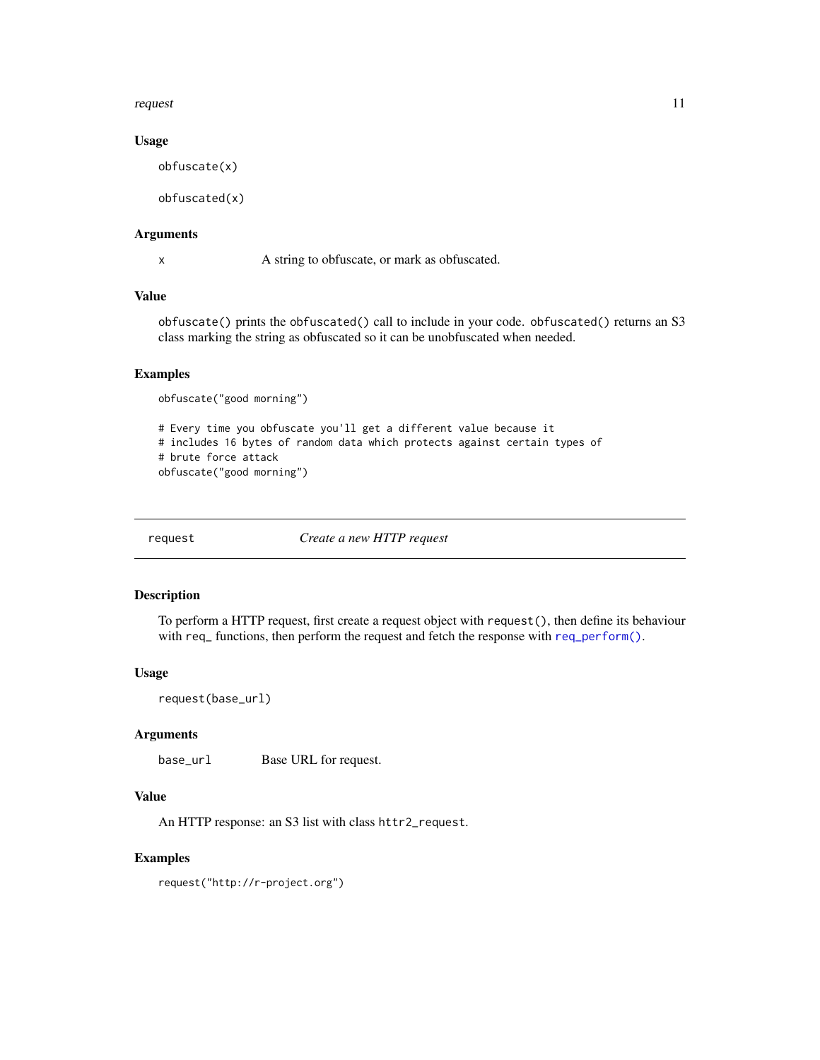### Usage

```
obfuscate(x)

obfuscated(x)
```

### Arguments

| | |
|---|---|
| x | A string to obfuscate, or mark as obfuscated. |

### Value

`obfuscate()` prints the `obfuscated()` call to include in your code. `obfuscated()` returns an S3 class marking the string as obfuscated so it can be unobfuscated when needed.

### Examples

```
obfuscate("good morning")

# Every time you obfuscate you'll get a different value because it
# includes 16 bytes of random data which protects against certain types of
# brute force attack
obfuscate("good morning")
```

---

## request — *Create a new HTTP request*

### Description

To perform a HTTP request, first create a request object with `request()`, then define its behaviour with `req_` functions, then perform the request and fetch the response with `req_perform()`.

### Usage

```
request(base_url)
```

### Arguments

| | |
|---|---|
| base_url | Base URL for request. |

### Value

An HTTP response: an S3 list with class `httr2_request`.

### Examples

```
request("http://r-project.org")
```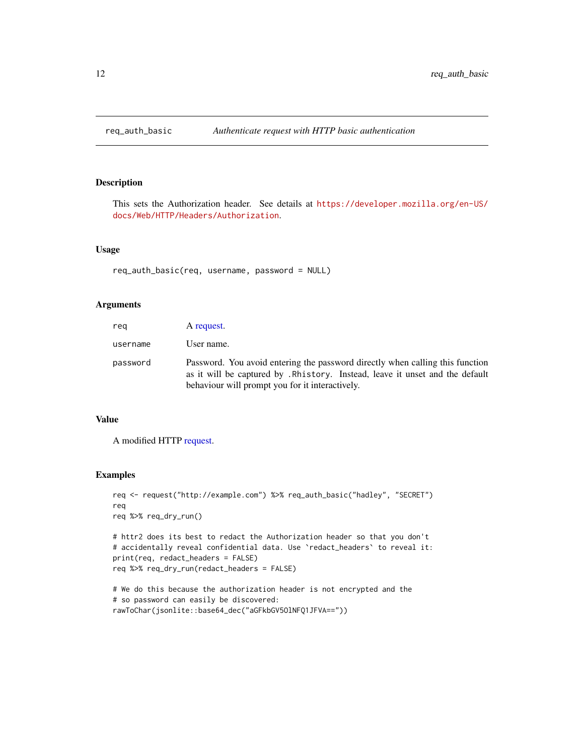# req_auth_basic — *Authenticate request with HTTP basic authentication*

## Description

This sets the Authorization header. See details at https://developer.mozilla.org/en-US/docs/Web/HTTP/Headers/Authorization.

## Usage

```
req_auth_basic(req, username, password = NULL)
```

## Arguments

| | |
|---|---|
| `req` | A request. |
| `username` | User name. |
| `password` | Password. You avoid entering the password directly when calling this function as it will be captured by `.Rhistory`. Instead, leave it unset and the default behaviour will prompt you for it interactively. |

## Value

A modified HTTP request.

## Examples

```
req <- request("http://example.com") %>% req_auth_basic("hadley", "SECRET")
req
req %>% req_dry_run()

# httr2 does its best to redact the Authorization header so that you don't
# accidentally reveal confidential data. Use `redact_headers` to reveal it:
print(req, redact_headers = FALSE)
req %>% req_dry_run(redact_headers = FALSE)

# We do this because the authorization header is not encrypted and the
# so password can easily be discovered:
rawToChar(jsonlite::base64_dec("aGFkbGV5OlNFQ1JFVA=="))
```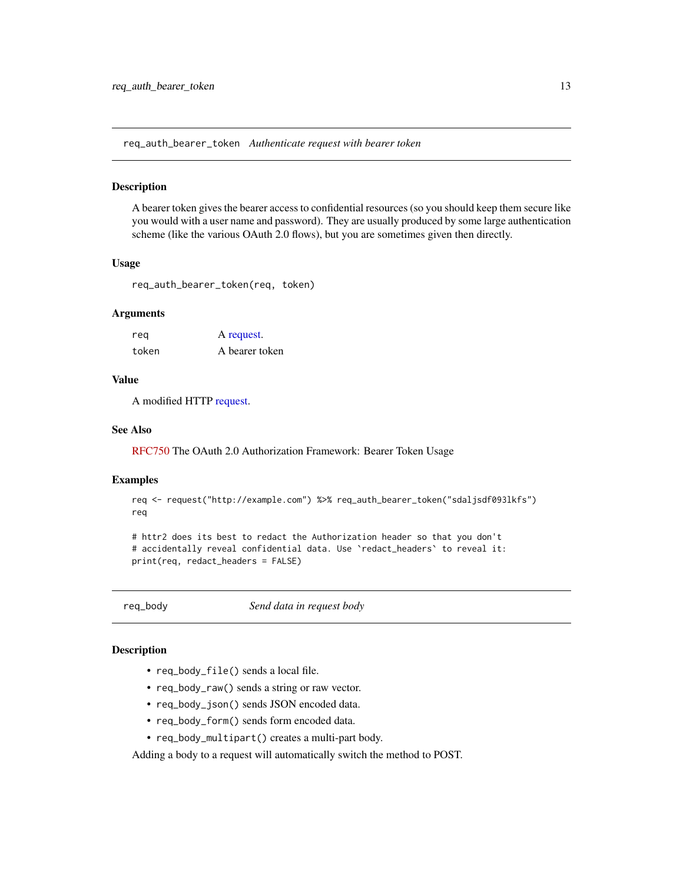## req_auth_bearer_token — *Authenticate request with bearer token*

### Description

A bearer token gives the bearer access to confidential resources (so you should keep them secure like you would with a user name and password). They are usually produced by some large authentication scheme (like the various OAuth 2.0 flows), but you are sometimes given then directly.

### Usage

```
req_auth_bearer_token(req, token)
```

### Arguments

| | |
|---|---|
| `req` | A request. |
| `token` | A bearer token |

### Value

A modified HTTP request.

### See Also

RFC750 The OAuth 2.0 Authorization Framework: Bearer Token Usage

### Examples

```
req <- request("http://example.com") %>% req_auth_bearer_token("sdaljsdf093lkfs")
req

# httr2 does its best to redact the Authorization header so that you don't
# accidentally reveal confidential data. Use `redact_headers` to reveal it:
print(req, redact_headers = FALSE)
```

## req_body — *Send data in request body*

### Description

- `req_body_file()` sends a local file.
- `req_body_raw()` sends a string or raw vector.
- `req_body_json()` sends JSON encoded data.
- `req_body_form()` sends form encoded data.
- `req_body_multipart()` creates a multi-part body.

Adding a body to a request will automatically switch the method to POST.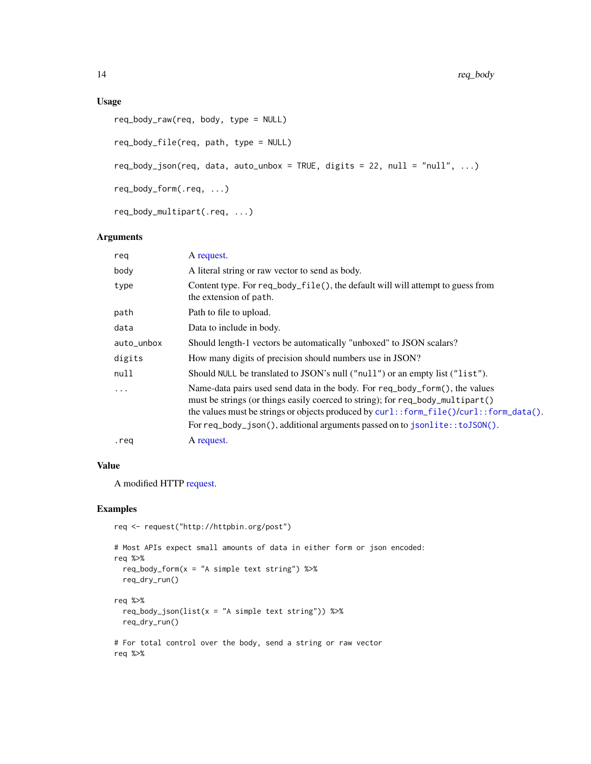### Usage

```
req_body_raw(req, body, type = NULL)

req_body_file(req, path, type = NULL)

req_body_json(req, data, auto_unbox = TRUE, digits = 22, null = "null", ...)

req_body_form(.req, ...)

req_body_multipart(.req, ...)
```

### Arguments

| | |
|---|---|
| `req` | A request. |
| `body` | A literal string or raw vector to send as body. |
| `type` | Content type. For `req_body_file()`, the default will will attempt to guess from the extension of `path`. |
| `path` | Path to file to upload. |
| `data` | Data to include in body. |
| `auto_unbox` | Should length-1 vectors be automatically "unboxed" to JSON scalars? |
| `digits` | How many digits of precision should numbers use in JSON? |
| `null` | Should `NULL` be translated to JSON's null (`"null"`) or an empty list (`"list"`). |
| `...` | Name-data pairs used send data in the body. For `req_body_form()`, the values must be strings (or things easily coerced to string); for `req_body_multipart()` the values must be strings or objects produced by `curl::form_file()`/`curl::form_data()`. For `req_body_json()`, additional arguments passed on to `jsonlite::toJSON()`. |
| `.req` | A request. |

### Value

A modified HTTP request.

### Examples

```
req <- request("http://httpbin.org/post")

# Most APIs expect small amounts of data in either form or json encoded:
req %>%
  req_body_form(x = "A simple text string") %>%
  req_dry_run()

req %>%
  req_body_json(list(x = "A simple text string")) %>%
  req_dry_run()

# For total control over the body, send a string or raw vector
req %>%
```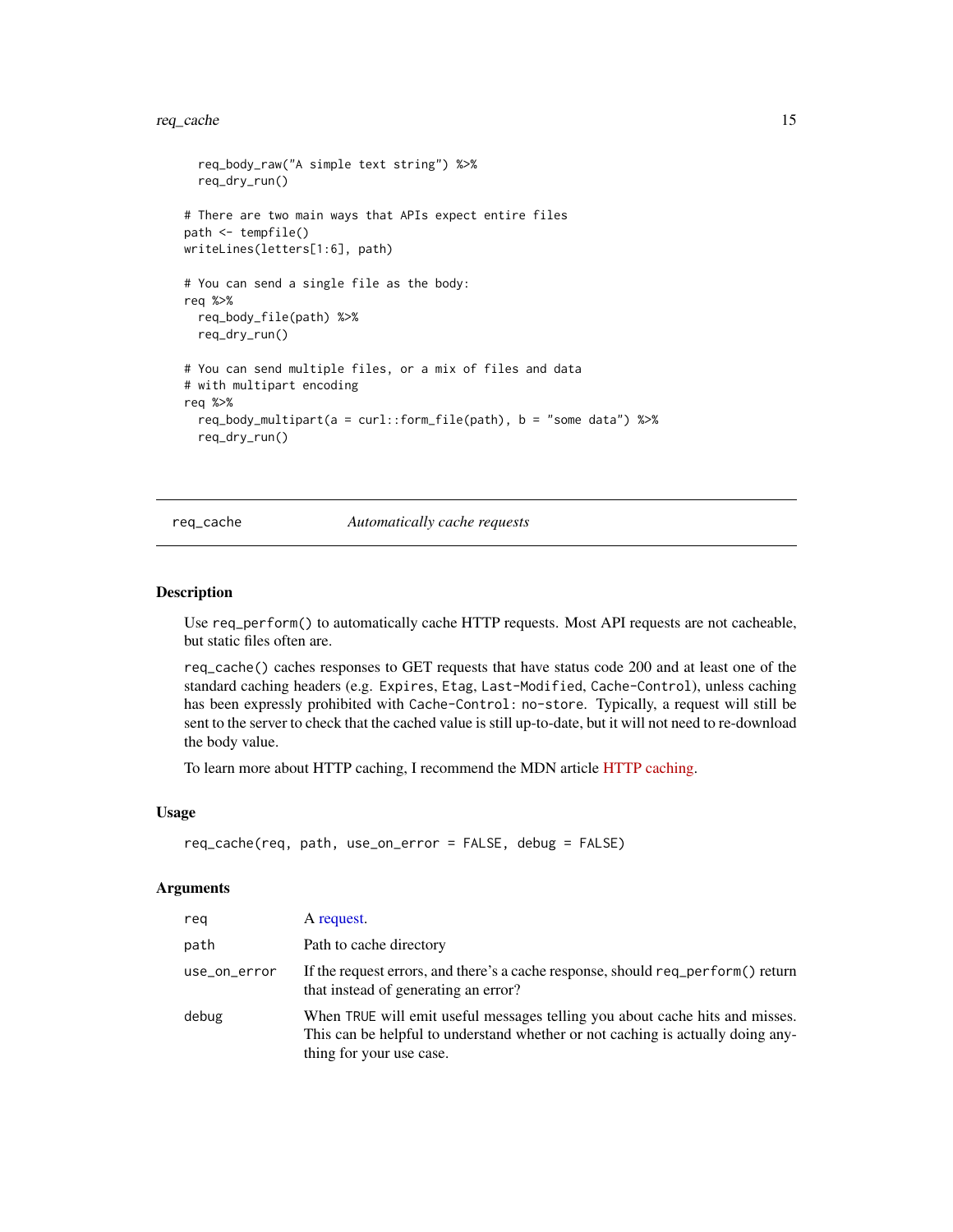```
  req_body_raw("A simple text string") %>%
  req_dry_run()

# There are two main ways that APIs expect entire files
path <- tempfile()
writeLines(letters[1:6], path)

# You can send a single file as the body:
req %>%
  req_body_file(path) %>%
  req_dry_run()

# You can send multiple files, or a mix of files and data
# with multipart encoding
req %>%
  req_body_multipart(a = curl::form_file(path), b = "some data") %>%
  req_dry_run()
```

## req_cache — *Automatically cache requests*

### Description

Use `req_perform()` to automatically cache HTTP requests. Most API requests are not cacheable, but static files often are.

`req_cache()` caches responses to GET requests that have status code 200 and at least one of the standard caching headers (e.g. `Expires`, `Etag`, `Last-Modified`, `Cache-Control`), unless caching has been expressly prohibited with `Cache-Control: no-store`. Typically, a request will still be sent to the server to check that the cached value is still up-to-date, but it will not need to re-download the body value.

To learn more about HTTP caching, I recommend the MDN article HTTP caching.

### Usage

```
req_cache(req, path, use_on_error = FALSE, debug = FALSE)
```

### Arguments

| | |
|---|---|
| `req` | A request. |
| `path` | Path to cache directory |
| `use_on_error` | If the request errors, and there's a cache response, should `req_perform()` return that instead of generating an error? |
| `debug` | When `TRUE` will emit useful messages telling you about cache hits and misses. This can be helpful to understand whether or not caching is actually doing anything for your use case. |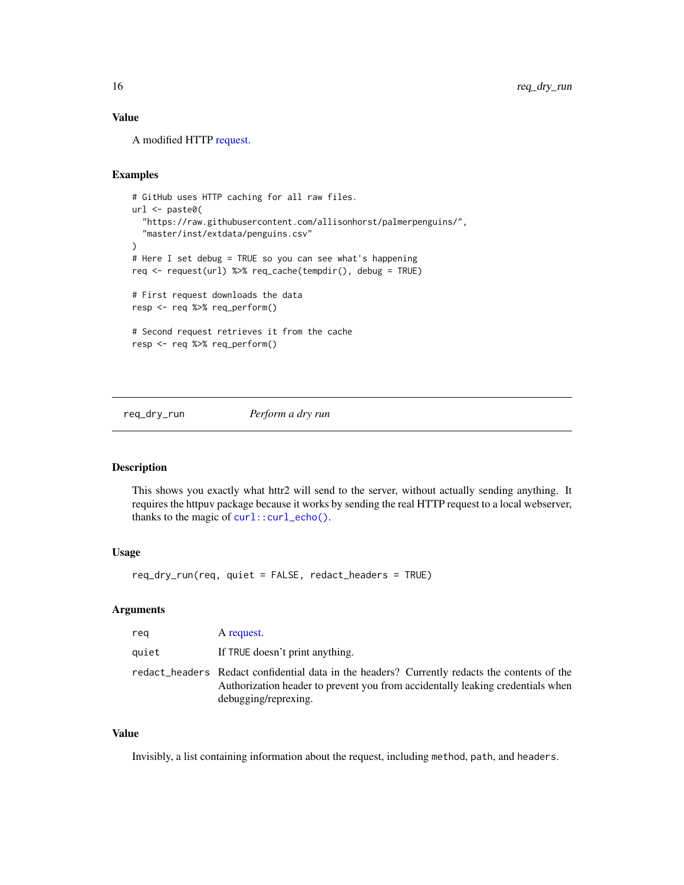### Value

A modified HTTP request.

### Examples

```
# GitHub uses HTTP caching for all raw files.
url <- paste0(
  "https://raw.githubusercontent.com/allisonhorst/palmerpenguins/",
  "master/inst/extdata/penguins.csv"
)
# Here I set debug = TRUE so you can see what's happening
req <- request(url) %>% req_cache(tempdir(), debug = TRUE)

# First request downloads the data
resp <- req %>% req_perform()

# Second request retrieves it from the cache
resp <- req %>% req_perform()
```

---

## req_dry_run — *Perform a dry run*

---

### Description

This shows you exactly what httr2 will send to the server, without actually sending anything. It requires the httpuv package because it works by sending the real HTTP request to a local webserver, thanks to the magic of `curl::curl_echo()`.

### Usage

```
req_dry_run(req, quiet = FALSE, redact_headers = TRUE)
```

### Arguments

| | |
|---|---|
| `req` | A request. |
| `quiet` | If `TRUE` doesn't print anything. |
| `redact_headers` | Redact confidential data in the headers? Currently redacts the contents of the Authorization header to prevent you from accidentally leaking credentials when debugging/reprexing. |

### Value

Invisibly, a list containing information about the request, including `method`, `path`, and `headers`.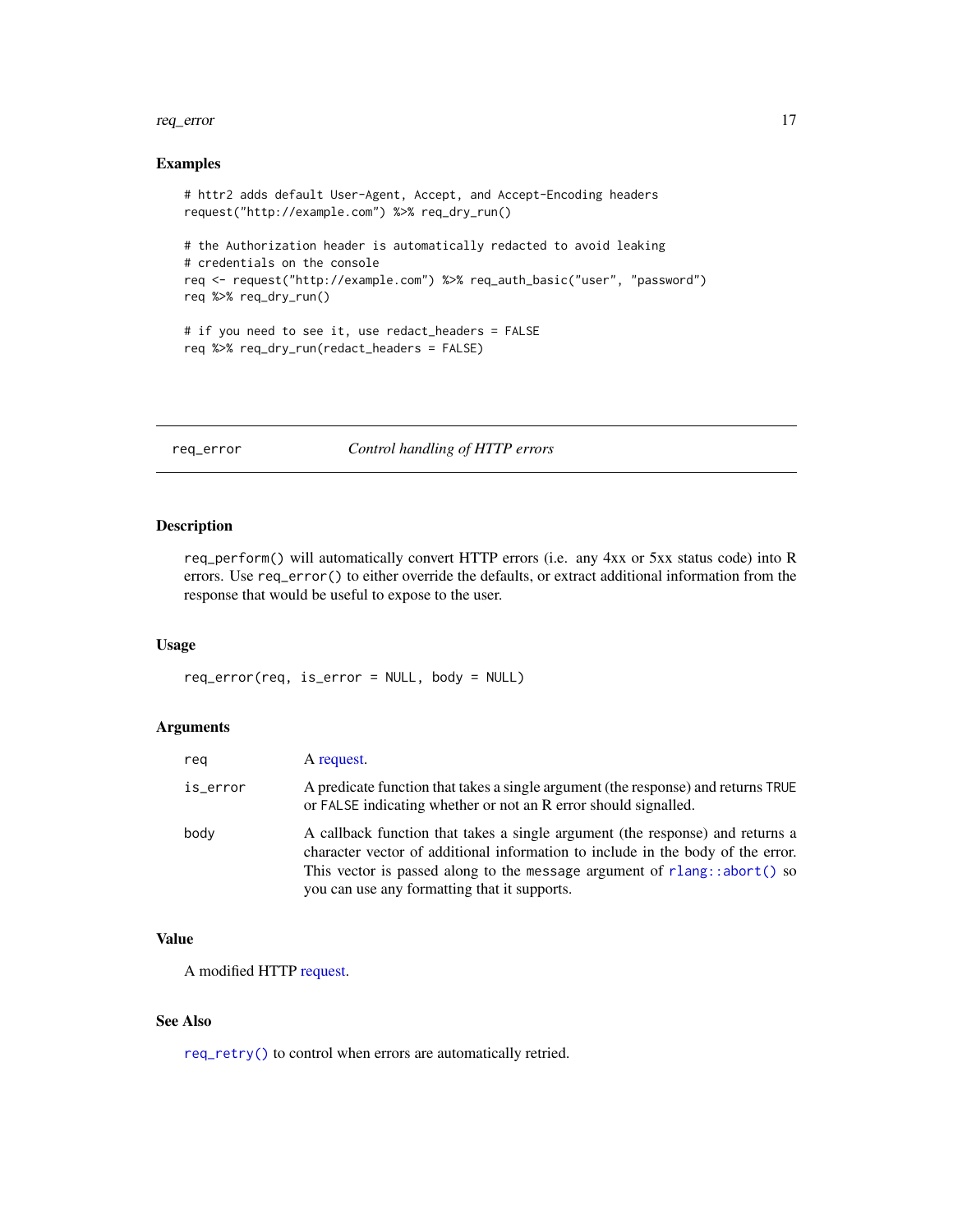### Examples

```
# httr2 adds default User-Agent, Accept, and Accept-Encoding headers
request("http://example.com") %>% req_dry_run()

# the Authorization header is automatically redacted to avoid leaking
# credentials on the console
req <- request("http://example.com") %>% req_auth_basic("user", "password")
req %>% req_dry_run()

# if you need to see it, use redact_headers = FALSE
req %>% req_dry_run(redact_headers = FALSE)
```

---

## req_error — *Control handling of HTTP errors*

---

### Description

`req_perform()` will automatically convert HTTP errors (i.e. any 4xx or 5xx status code) into R errors. Use `req_error()` to either override the defaults, or extract additional information from the response that would be useful to expose to the user.

### Usage

```
req_error(req, is_error = NULL, body = NULL)
```

### Arguments

| Argument | Description |
| --- | --- |
| `req` | A request. |
| `is_error` | A predicate function that takes a single argument (the response) and returns `TRUE` or `FALSE` indicating whether or not an R error should signalled. |
| `body` | A callback function that takes a single argument (the response) and returns a character vector of additional information to include in the body of the error. This vector is passed along to the `message` argument of `rlang::abort()` so you can use any formatting that it supports. |

### Value

A modified HTTP request.

### See Also

`req_retry()` to control when errors are automatically retried.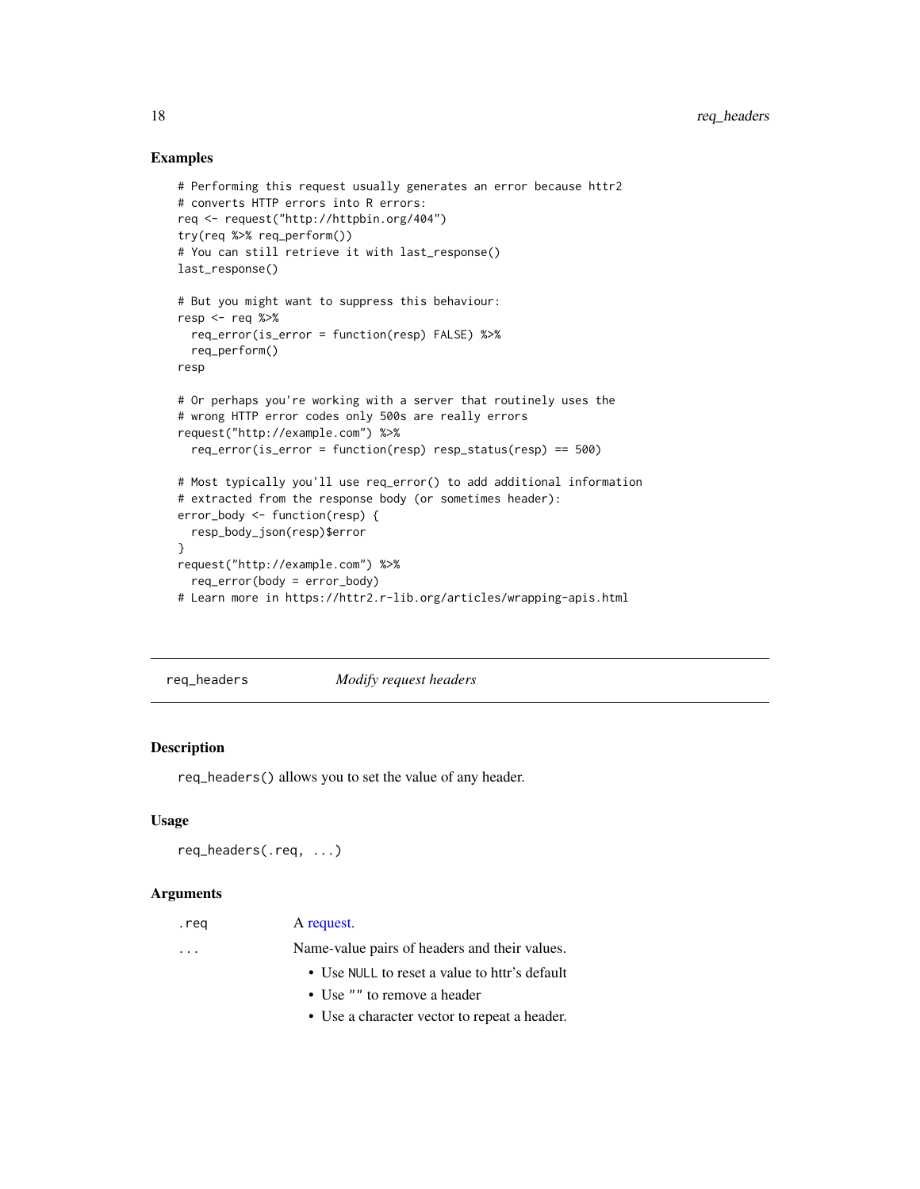## Examples

```
# Performing this request usually generates an error because httr2
# converts HTTP errors into R errors:
req <- request("http://httpbin.org/404")
try(req %>% req_perform())
# You can still retrieve it with last_response()
last_response()

# But you might want to suppress this behaviour:
resp <- req %>%
  req_error(is_error = function(resp) FALSE) %>%
  req_perform()
resp

# Or perhaps you're working with a server that routinely uses the
# wrong HTTP error codes only 500s are really errors
request("http://example.com") %>%
  req_error(is_error = function(resp) resp_status(resp) == 500)

# Most typically you'll use req_error() to add additional information
# extracted from the response body (or sometimes header):
error_body <- function(resp) {
  resp_body_json(resp)$error
}
request("http://example.com") %>%
  req_error(body = error_body)
# Learn more in https://httr2.r-lib.org/articles/wrapping-apis.html
```

---

# req_headers — *Modify request headers*

## Description

`req_headers()` allows you to set the value of any header.

## Usage

```
req_headers(.req, ...)
```

## Arguments

| | |
|---|---|
| `.req` | A request. |
| `...` | Name-value pairs of headers and their values.<br>• Use `NULL` to reset a value to httr's default<br>• Use `""` to remove a header<br>• Use a character vector to repeat a header. |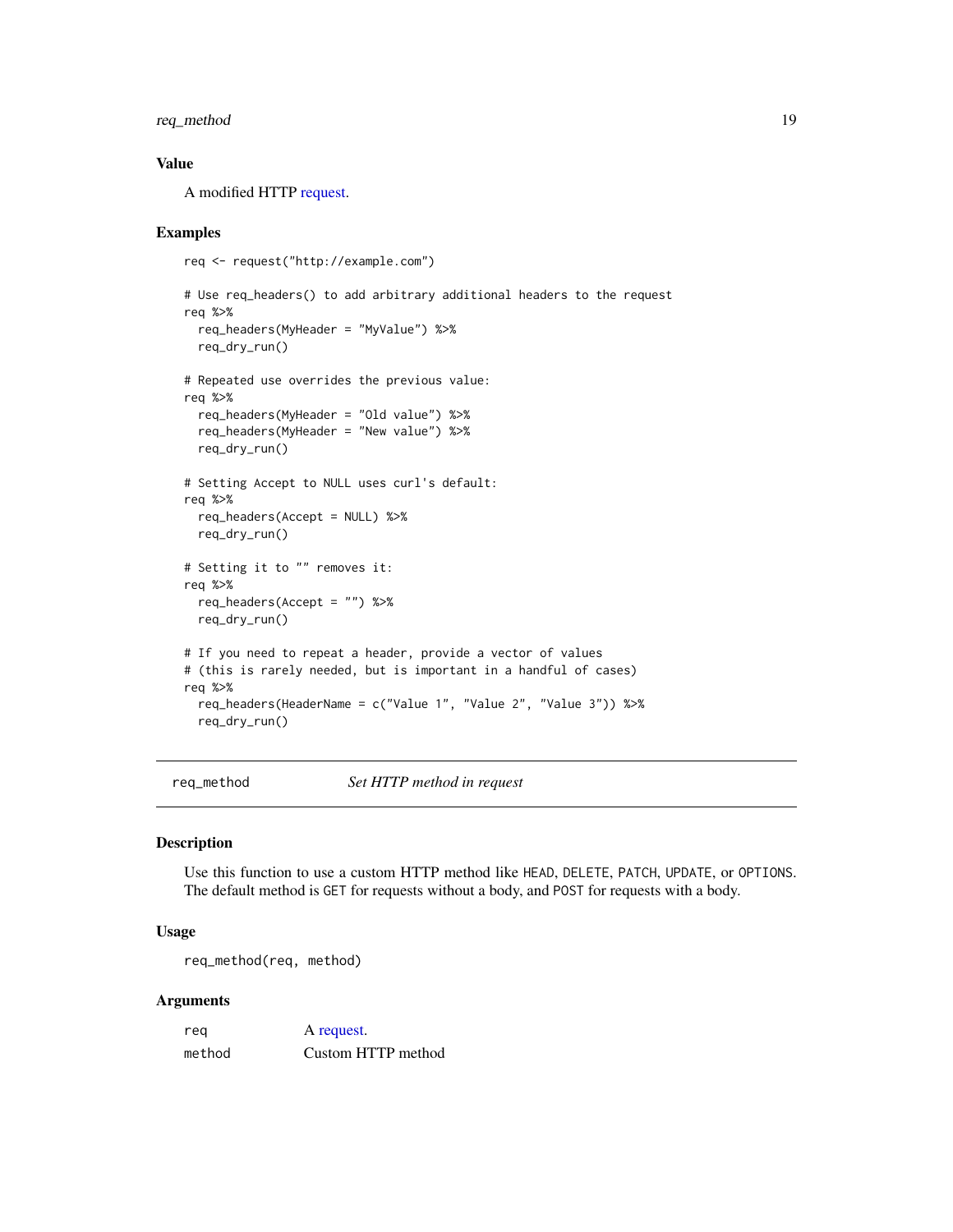### Value

A modified HTTP request.

### Examples

```
req <- request("http://example.com")

# Use req_headers() to add arbitrary additional headers to the request
req %>%
  req_headers(MyHeader = "MyValue") %>%
  req_dry_run()

# Repeated use overrides the previous value:
req %>%
  req_headers(MyHeader = "Old value") %>%
  req_headers(MyHeader = "New value") %>%
  req_dry_run()

# Setting Accept to NULL uses curl's default:
req %>%
  req_headers(Accept = NULL) %>%
  req_dry_run()

# Setting it to "" removes it:
req %>%
  req_headers(Accept = "") %>%
  req_dry_run()

# If you need to repeat a header, provide a vector of values
# (this is rarely needed, but is important in a handful of cases)
req %>%
  req_headers(HeaderName = c("Value 1", "Value 2", "Value 3")) %>%
  req_dry_run()
```

---

## req_method — *Set HTTP method in request*

### Description

Use this function to use a custom HTTP method like `HEAD`, `DELETE`, `PATCH`, `UPDATE`, or `OPTIONS`. The default method is `GET` for requests without a body, and `POST` for requests with a body.

### Usage

```
req_method(req, method)
```

### Arguments

| | |
|---|---|
| `req` | A request. |
| `method` | Custom HTTP method |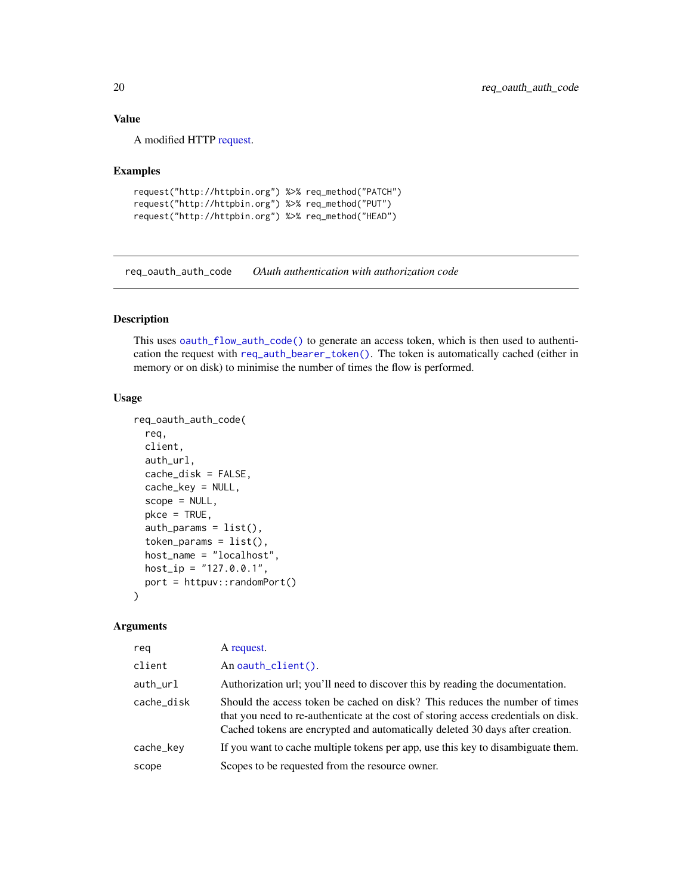### Value

A modified HTTP request.

### Examples

```
request("http://httpbin.org") %>% req_method("PATCH")
request("http://httpbin.org") %>% req_method("PUT")
request("http://httpbin.org") %>% req_method("HEAD")
```

---

## req_oauth_auth_code — *OAuth authentication with authorization code*

### Description

This uses `oauth_flow_auth_code()` to generate an access token, which is then used to authentication the request with `req_auth_bearer_token()`. The token is automatically cached (either in memory or on disk) to minimise the number of times the flow is performed.

### Usage

```
req_oauth_auth_code(
  req,
  client,
  auth_url,
  cache_disk = FALSE,
  cache_key = NULL,
  scope = NULL,
  pkce = TRUE,
  auth_params = list(),
  token_params = list(),
  host_name = "localhost",
  host_ip = "127.0.0.1",
  port = httpuv::randomPort()
)
```

### Arguments

| | |
|---|---|
| `req` | A request. |
| `client` | An `oauth_client()`. |
| `auth_url` | Authorization url; you'll need to discover this by reading the documentation. |
| `cache_disk` | Should the access token be cached on disk? This reduces the number of times that you need to re-authenticate at the cost of storing access credentials on disk. Cached tokens are encrypted and automatically deleted 30 days after creation. |
| `cache_key` | If you want to cache multiple tokens per app, use this key to disambiguate them. |
| `scope` | Scopes to be requested from the resource owner. |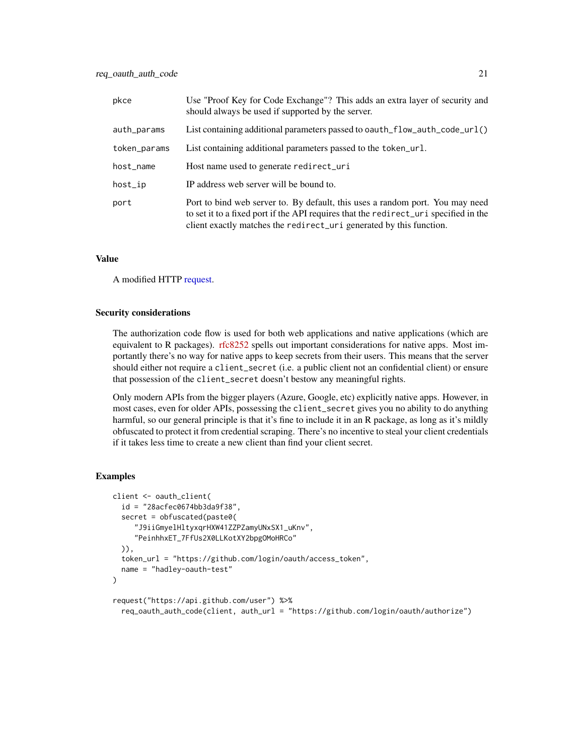| | |
|---|---|
| pkce | Use "Proof Key for Code Exchange"? This adds an extra layer of security and should always be used if supported by the server. |
| auth_params | List containing additional parameters passed to oauth_flow_auth_code_url() |
| token_params | List containing additional parameters passed to the token_url. |
| host_name | Host name used to generate redirect_uri |
| host_ip | IP address web server will be bound to. |
| port | Port to bind web server to. By default, this uses a random port. You may need to set it to a fixed port if the API requires that the redirect_uri specified in the client exactly matches the redirect_uri generated by this function. |

## Value

A modified HTTP request.

## Security considerations

The authorization code flow is used for both web applications and native applications (which are equivalent to R packages). rfc8252 spells out important considerations for native apps. Most importantly there's no way for native apps to keep secrets from their users. This means that the server should either not require a client_secret (i.e. a public client not an confidential client) or ensure that possession of the client_secret doesn't bestow any meaningful rights.

Only modern APIs from the bigger players (Azure, Google, etc) explicitly native apps. However, in most cases, even for older APIs, possessing the client_secret gives you no ability to do anything harmful, so our general principle is that it's fine to include it in an R package, as long as it's mildly obfuscated to protect it from credential scraping. There's no incentive to steal your client credentials if it takes less time to create a new client than find your client secret.

## Examples

```
client <- oauth_client(
  id = "28acfec0674bb3da9f38",
  secret = obfuscated(paste0(
     "J9iiGmyelHltyxqrHXW41ZZPZamyUNxSX1_uKnv",
     "PeinhhxET_7FfUs2X0LLKotXY2bpgOMoHRCo"
  )),
  token_url = "https://github.com/login/oauth/access_token",
  name = "hadley-oauth-test"
)

request("https://api.github.com/user") %>%
  req_oauth_auth_code(client, auth_url = "https://github.com/login/oauth/authorize")
```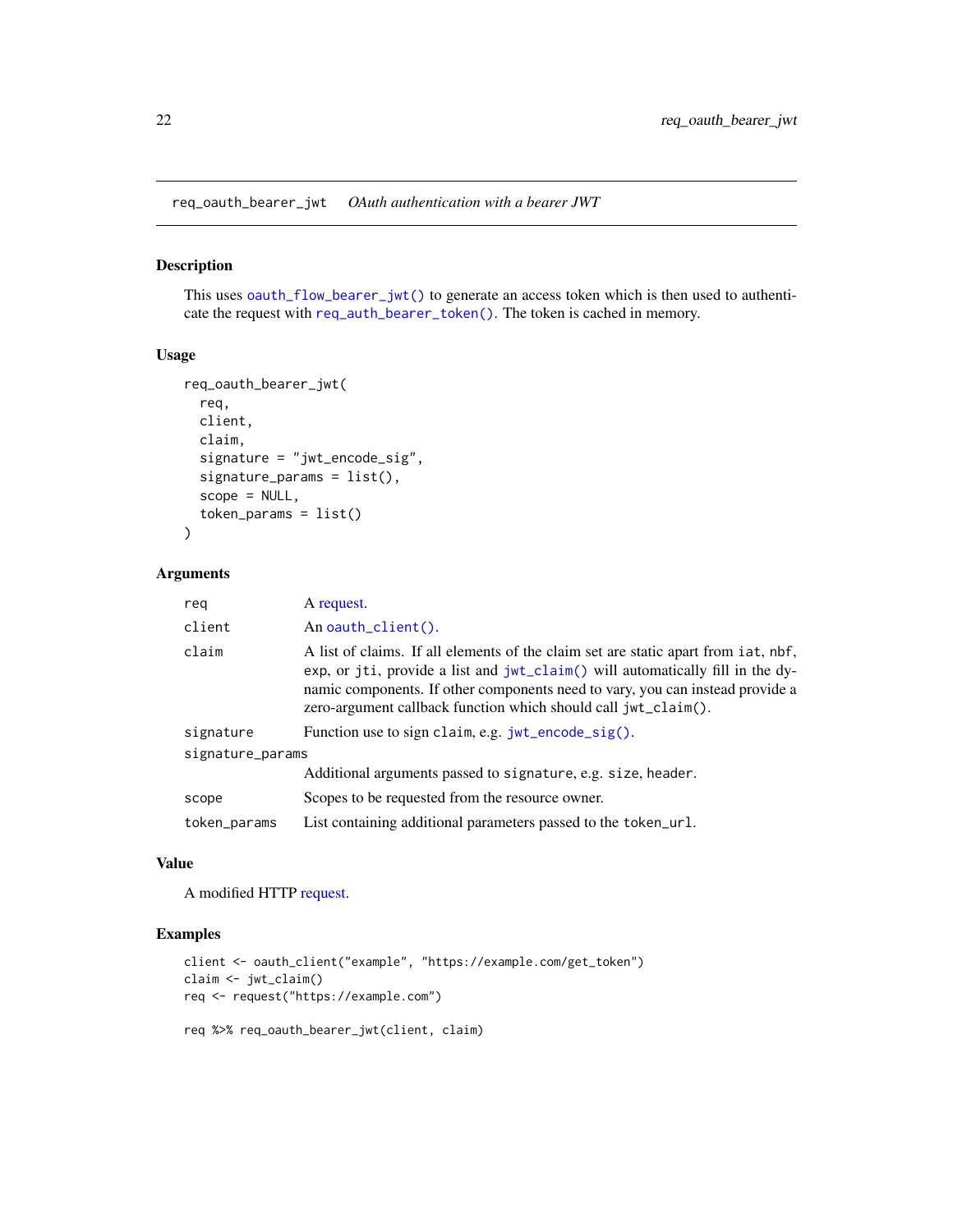## req_oauth_bearer_jwt — *OAuth authentication with a bearer JWT*

### Description

This uses `oauth_flow_bearer_jwt()` to generate an access token which is then used to authenticate the request with `req_auth_bearer_token()`. The token is cached in memory.

### Usage

```
req_oauth_bearer_jwt(
  req,
  client,
  claim,
  signature = "jwt_encode_sig",
  signature_params = list(),
  scope = NULL,
  token_params = list()
)
```

### Arguments

| Argument | Description |
| --- | --- |
| `req` | A request. |
| `client` | An `oauth_client()`. |
| `claim` | A list of claims. If all elements of the claim set are static apart from `iat`, `nbf`, `exp`, or `jti`, provide a list and `jwt_claim()` will automatically fill in the dynamic components. If other components need to vary, you can instead provide a zero-argument callback function which should call `jwt_claim()`. |
| `signature` | Function use to sign `claim`, e.g. `jwt_encode_sig()`. |
| `signature_params` | Additional arguments passed to `signature`, e.g. `size`, `header`. |
| `scope` | Scopes to be requested from the resource owner. |
| `token_params` | List containing additional parameters passed to the `token_url`. |

### Value

A modified HTTP request.

### Examples

```
client <- oauth_client("example", "https://example.com/get_token")
claim <- jwt_claim()
req <- request("https://example.com")

req %>% req_oauth_bearer_jwt(client, claim)
```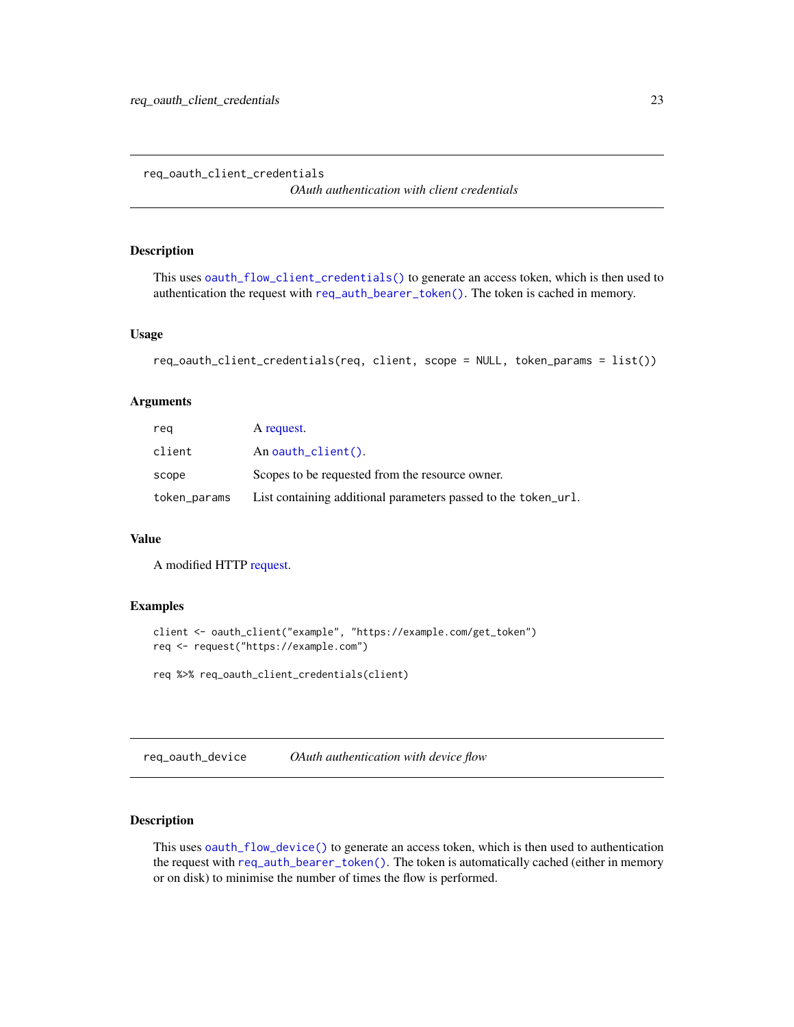## req_oauth_client_credentials

*OAuth authentication with client credentials*

### Description

This uses `oauth_flow_client_credentials()` to generate an access token, which is then used to authentication the request with `req_auth_bearer_token()`. The token is cached in memory.

### Usage

```
req_oauth_client_credentials(req, client, scope = NULL, token_params = list())
```

### Arguments

| | |
|---|---|
| `req` | A request. |
| `client` | An `oauth_client()`. |
| `scope` | Scopes to be requested from the resource owner. |
| `token_params` | List containing additional parameters passed to the `token_url`. |

### Value

A modified HTTP request.

### Examples

```
client <- oauth_client("example", "https://example.com/get_token")
req <- request("https://example.com")

req %>% req_oauth_client_credentials(client)
```

## req_oauth_device

*OAuth authentication with device flow*

### Description

This uses `oauth_flow_device()` to generate an access token, which is then used to authentication the request with `req_auth_bearer_token()`. The token is automatically cached (either in memory or on disk) to minimise the number of times the flow is performed.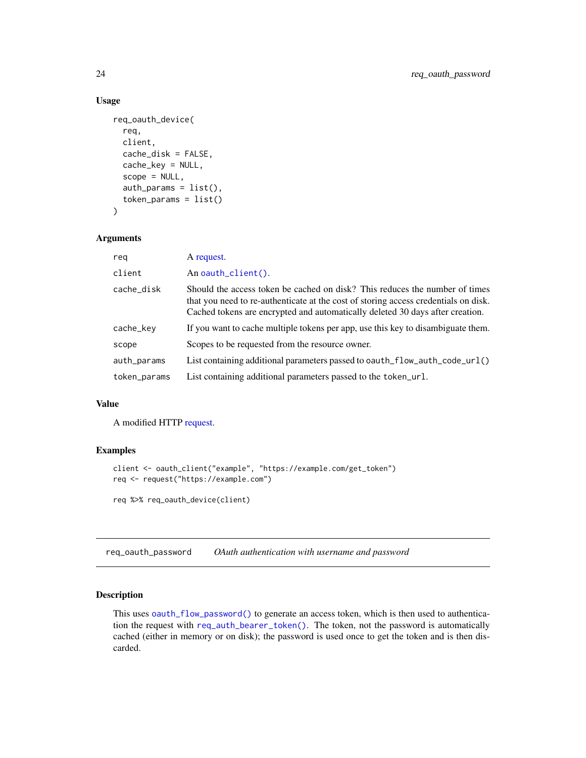### Usage

```
req_oauth_device(
  req,
  client,
  cache_disk = FALSE,
  cache_key = NULL,
  scope = NULL,
  auth_params = list(),
  token_params = list()
)
```

### Arguments

| | |
|---|---|
| `req` | A request. |
| `client` | An `oauth_client()`. |
| `cache_disk` | Should the access token be cached on disk? This reduces the number of times that you need to re-authenticate at the cost of storing access credentials on disk. Cached tokens are encrypted and automatically deleted 30 days after creation. |
| `cache_key` | If you want to cache multiple tokens per app, use this key to disambiguate them. |
| `scope` | Scopes to be requested from the resource owner. |
| `auth_params` | List containing additional parameters passed to `oauth_flow_auth_code_url()` |
| `token_params` | List containing additional parameters passed to the `token_url`. |

### Value

A modified HTTP request.

### Examples

```
client <- oauth_client("example", "https://example.com/get_token")
req <- request("https://example.com")

req %>% req_oauth_device(client)
```

---

## req_oauth_password — *OAuth authentication with username and password*

---

### Description

This uses `oauth_flow_password()` to generate an access token, which is then used to authentication the request with `req_auth_bearer_token()`. The token, not the password is automatically cached (either in memory or on disk); the password is used once to get the token and is then discarded.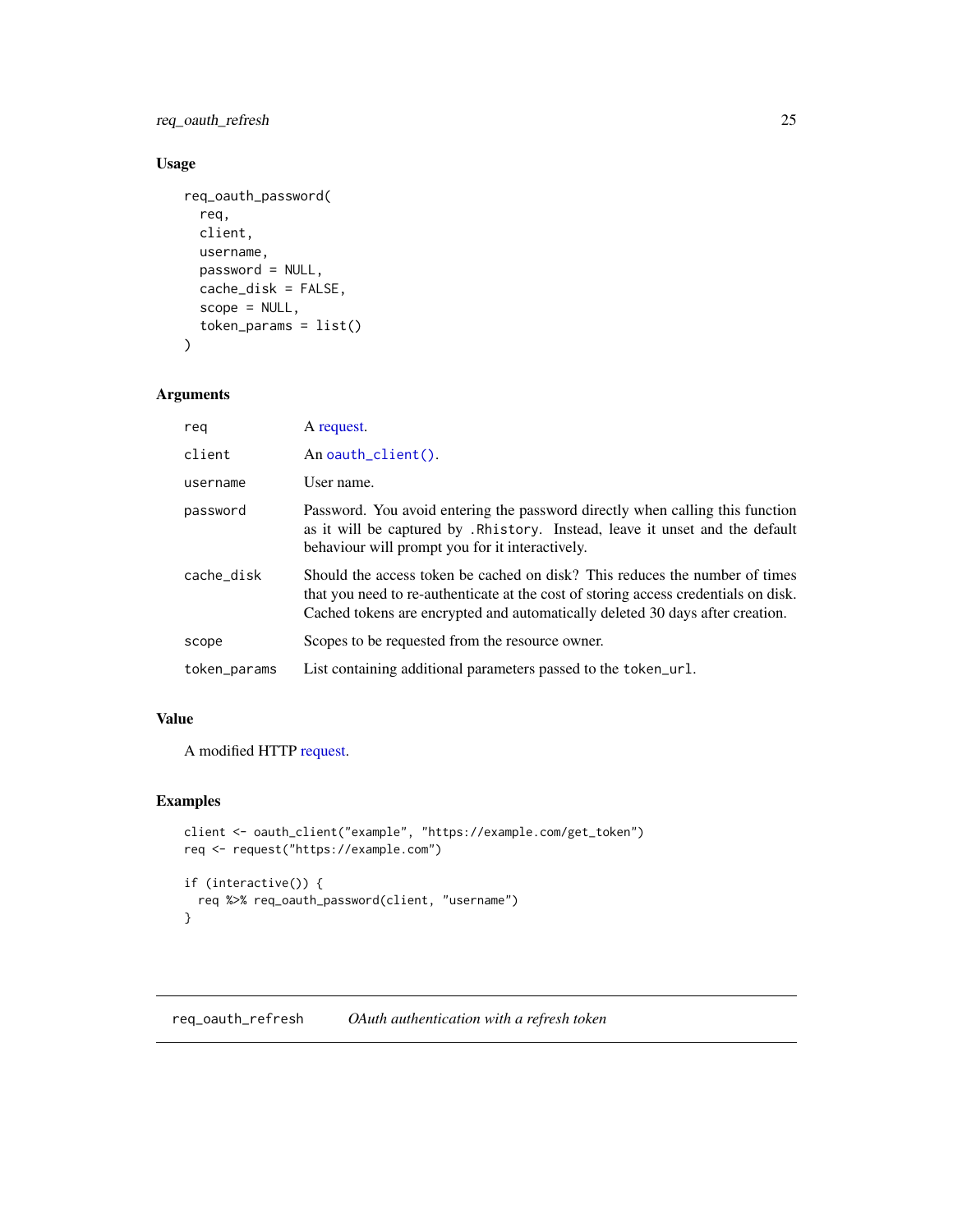### Usage

```
req_oauth_password(
  req,
  client,
  username,
  password = NULL,
  cache_disk = FALSE,
  scope = NULL,
  token_params = list()
)
```

### Arguments

| | |
|---|---|
| req | A request. |
| client | An oauth_client(). |
| username | User name. |
| password | Password. You avoid entering the password directly when calling this function as it will be captured by .Rhistory. Instead, leave it unset and the default behaviour will prompt you for it interactively. |
| cache_disk | Should the access token be cached on disk? This reduces the number of times that you need to re-authenticate at the cost of storing access credentials on disk. Cached tokens are encrypted and automatically deleted 30 days after creation. |
| scope | Scopes to be requested from the resource owner. |
| token_params | List containing additional parameters passed to the token_url. |

### Value

A modified HTTP request.

### Examples

```
client <- oauth_client("example", "https://example.com/get_token")
req <- request("https://example.com")

if (interactive()) {
  req %>% req_oauth_password(client, "username")
}
```

---

## req_oauth_refresh    *OAuth authentication with a refresh token*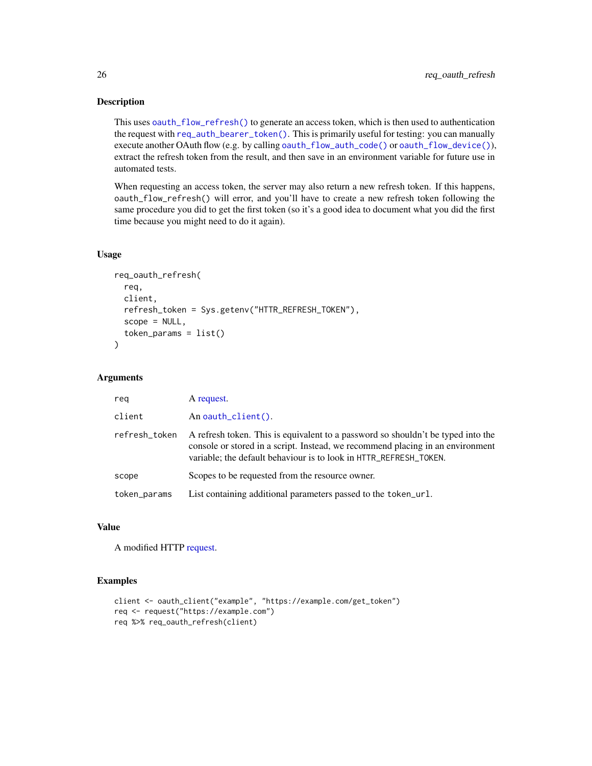## Description

This uses `oauth_flow_refresh()` to generate an access token, which is then used to authentication the request with `req_auth_bearer_token()`. This is primarily useful for testing: you can manually execute another OAuth flow (e.g. by calling `oauth_flow_auth_code()` or `oauth_flow_device()`), extract the refresh token from the result, and then save in an environment variable for future use in automated tests.

When requesting an access token, the server may also return a new refresh token. If this happens, `oauth_flow_refresh()` will error, and you'll have to create a new refresh token following the same procedure you did to get the first token (so it's a good idea to document what you did the first time because you might need to do it again).

## Usage

```
req_oauth_refresh(
  req,
  client,
  refresh_token = Sys.getenv("HTTR_REFRESH_TOKEN"),
  scope = NULL,
  token_params = list()
)
```

## Arguments

| | |
|---|---|
| `req` | A request. |
| `client` | An `oauth_client()`. |
| `refresh_token` | A refresh token. This is equivalent to a password so shouldn't be typed into the console or stored in a script. Instead, we recommend placing in an environment variable; the default behaviour is to look in `HTTR_REFRESH_TOKEN`. |
| `scope` | Scopes to be requested from the resource owner. |
| `token_params` | List containing additional parameters passed to the `token_url`. |

## Value

A modified HTTP request.

## Examples

```
client <- oauth_client("example", "https://example.com/get_token")
req <- request("https://example.com")
req %>% req_oauth_refresh(client)
```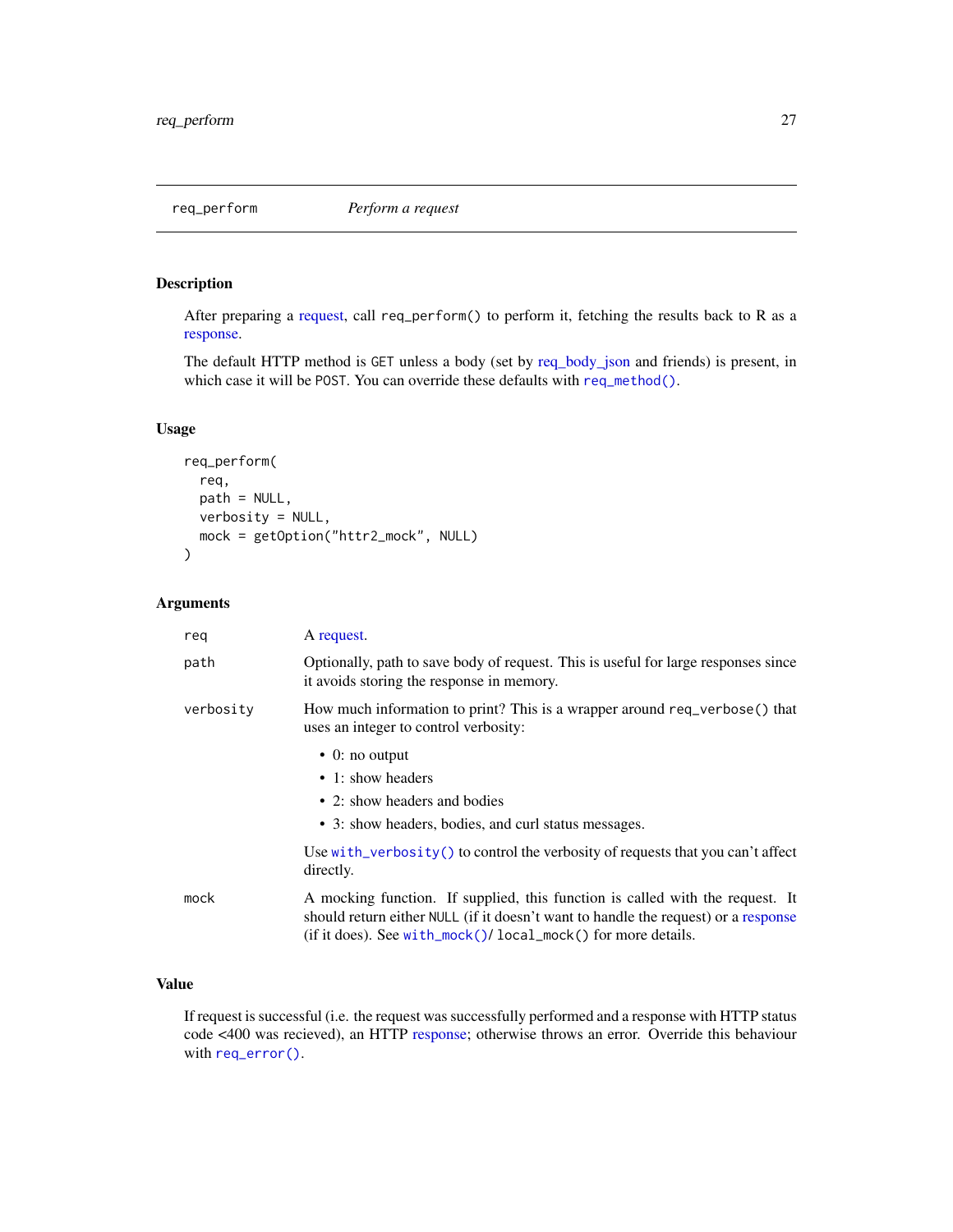## req_perform — *Perform a request*

### Description

After preparing a request, call `req_perform()` to perform it, fetching the results back to R as a response.

The default HTTP method is `GET` unless a body (set by req_body_json and friends) is present, in which case it will be `POST`. You can override these defaults with `req_method()`.

### Usage

```
req_perform(
  req,
  path = NULL,
  verbosity = NULL,
  mock = getOption("httr2_mock", NULL)
)
```

### Arguments

| Argument | Description |
| --- | --- |
| `req` | A request. |
| `path` | Optionally, path to save body of request. This is useful for large responses since it avoids storing the response in memory. |
| `verbosity` | How much information to print? This is a wrapper around `req_verbose()` that uses an integer to control verbosity:<br>• 0: no output<br>• 1: show headers<br>• 2: show headers and bodies<br>• 3: show headers, bodies, and curl status messages.<br><br>Use `with_verbosity()` to control the verbosity of requests that you can't affect directly. |
| `mock` | A mocking function. If supplied, this function is called with the request. It should return either `NULL` (if it doesn't want to handle the request) or a response (if it does). See `with_mock()`/ `local_mock()` for more details. |

### Value

If request is successful (i.e. the request was successfully performed and a response with HTTP status code <400 was recieved), an HTTP response; otherwise throws an error. Override this behaviour with `req_error()`.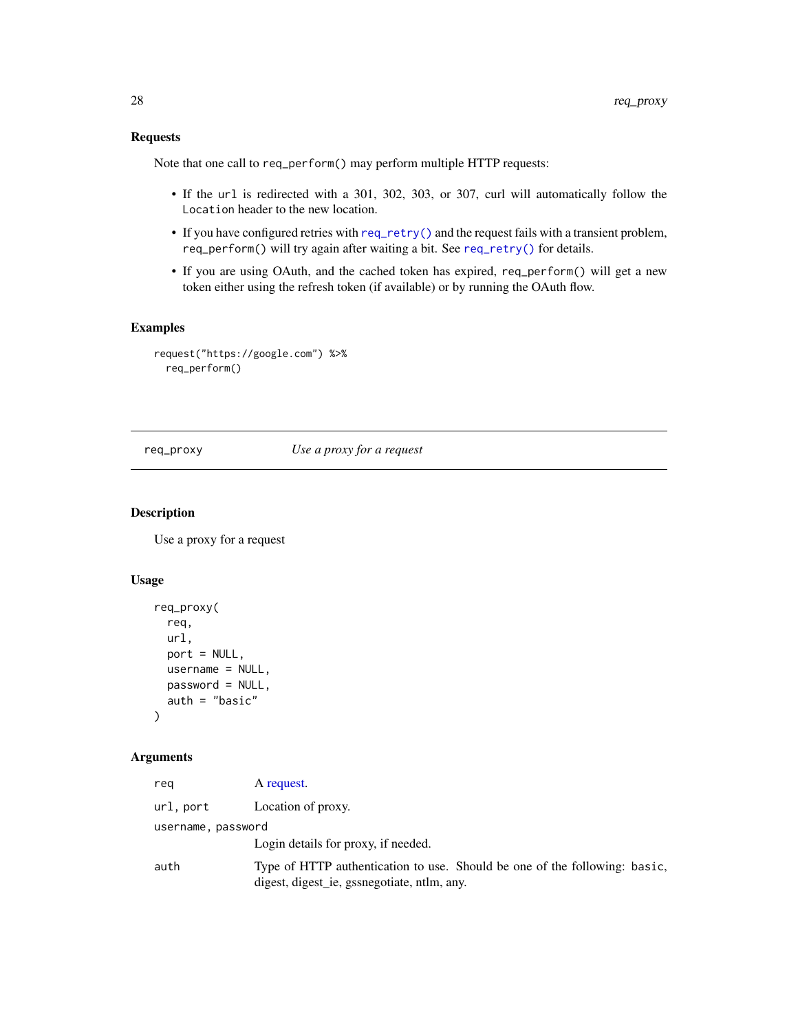### Requests

Note that one call to `req_perform()` may perform multiple HTTP requests:

- If the `url` is redirected with a 301, 302, 303, or 307, curl will automatically follow the `Location` header to the new location.
- If you have configured retries with `req_retry()` and the request fails with a transient problem, `req_perform()` will try again after waiting a bit. See `req_retry()` for details.
- If you are using OAuth, and the cached token has expired, `req_perform()` will get a new token either using the refresh token (if available) or by running the OAuth flow.

### Examples

```
request("https://google.com") %>%
  req_perform()
```

---

## req_proxy    *Use a proxy for a request*

---

### Description

Use a proxy for a request

### Usage

```
req_proxy(
  req,
  url,
  port = NULL,
  username = NULL,
  password = NULL,
  auth = "basic"
)
```

### Arguments

| | |
|---|---|
| `req` | A request. |
| `url, port` | Location of proxy. |
| `username, password` | Login details for proxy, if needed. |
| `auth` | Type of HTTP authentication to use. Should be one of the following: `basic`, digest, digest_ie, gssnegotiate, ntlm, any. |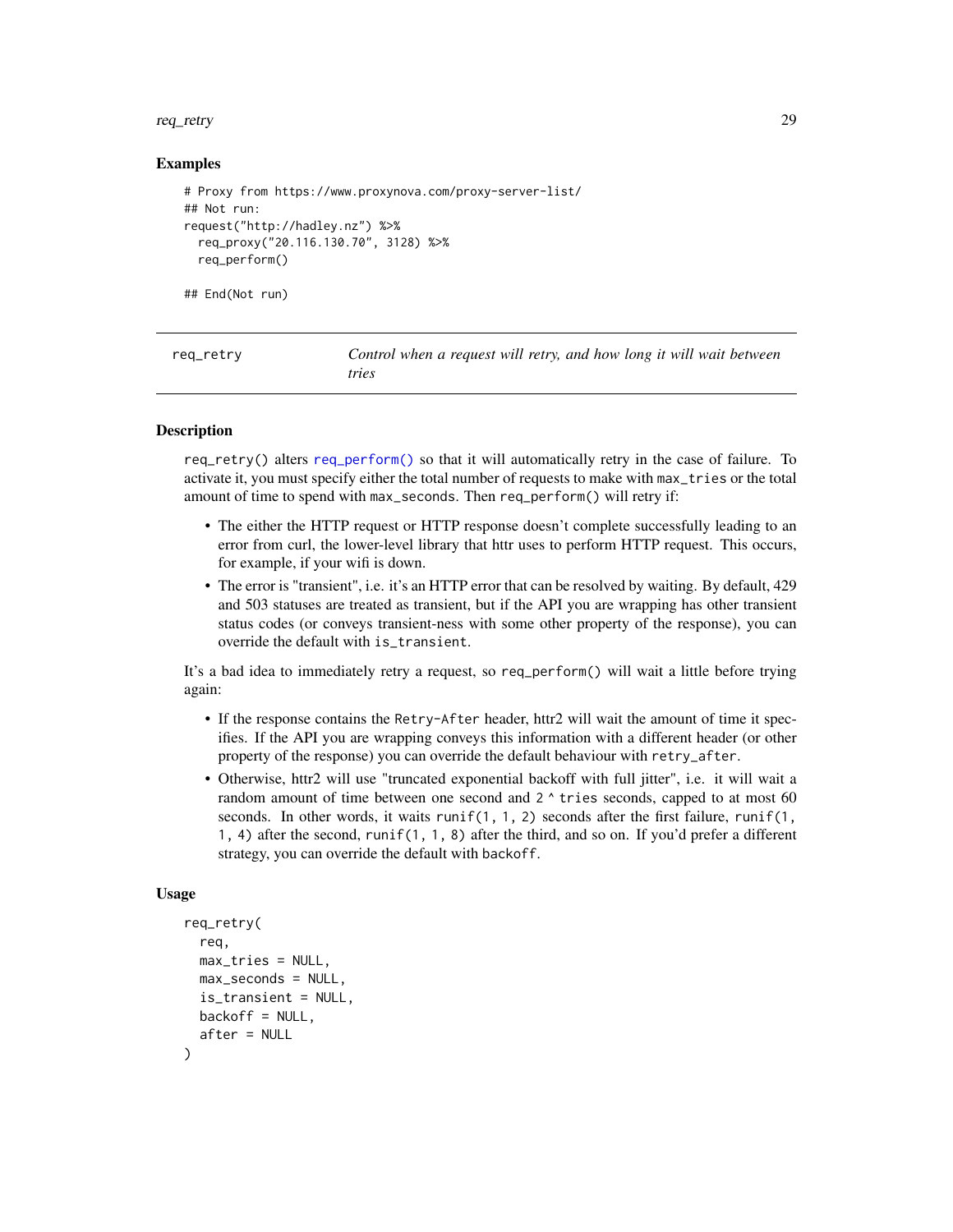### Examples

```
# Proxy from https://www.proxynova.com/proxy-server-list/
## Not run:
request("http://hadley.nz") %>%
  req_proxy("20.116.130.70", 3128) %>%
  req_perform()

## End(Not run)
```

---

## req_retry — *Control when a request will retry, and how long it will wait between tries*

---

### Description

req_retry() alters req_perform() so that it will automatically retry in the case of failure. To activate it, you must specify either the total number of requests to make with max_tries or the total amount of time to spend with max_seconds. Then req_perform() will retry if:

- The either the HTTP request or HTTP response doesn't complete successfully leading to an error from curl, the lower-level library that httr uses to perform HTTP request. This occurs, for example, if your wifi is down.
- The error is "transient", i.e. it's an HTTP error that can be resolved by waiting. By default, 429 and 503 statuses are treated as transient, but if the API you are wrapping has other transient status codes (or conveys transient-ness with some other property of the response), you can override the default with is_transient.

It's a bad idea to immediately retry a request, so req_perform() will wait a little before trying again:

- If the response contains the Retry-After header, httr2 will wait the amount of time it specifies. If the API you are wrapping conveys this information with a different header (or other property of the response) you can override the default behaviour with retry_after.
- Otherwise, httr2 will use "truncated exponential backoff with full jitter", i.e. it will wait a random amount of time between one second and 2 ^ tries seconds, capped to at most 60 seconds. In other words, it waits runif(1, 1, 2) seconds after the first failure, runif(1, 1, 4) after the second, runif(1, 1, 8) after the third, and so on. If you'd prefer a different strategy, you can override the default with backoff.

### Usage

```
req_retry(
  req,
  max_tries = NULL,
  max_seconds = NULL,
  is_transient = NULL,
  backoff = NULL,
  after = NULL
)
```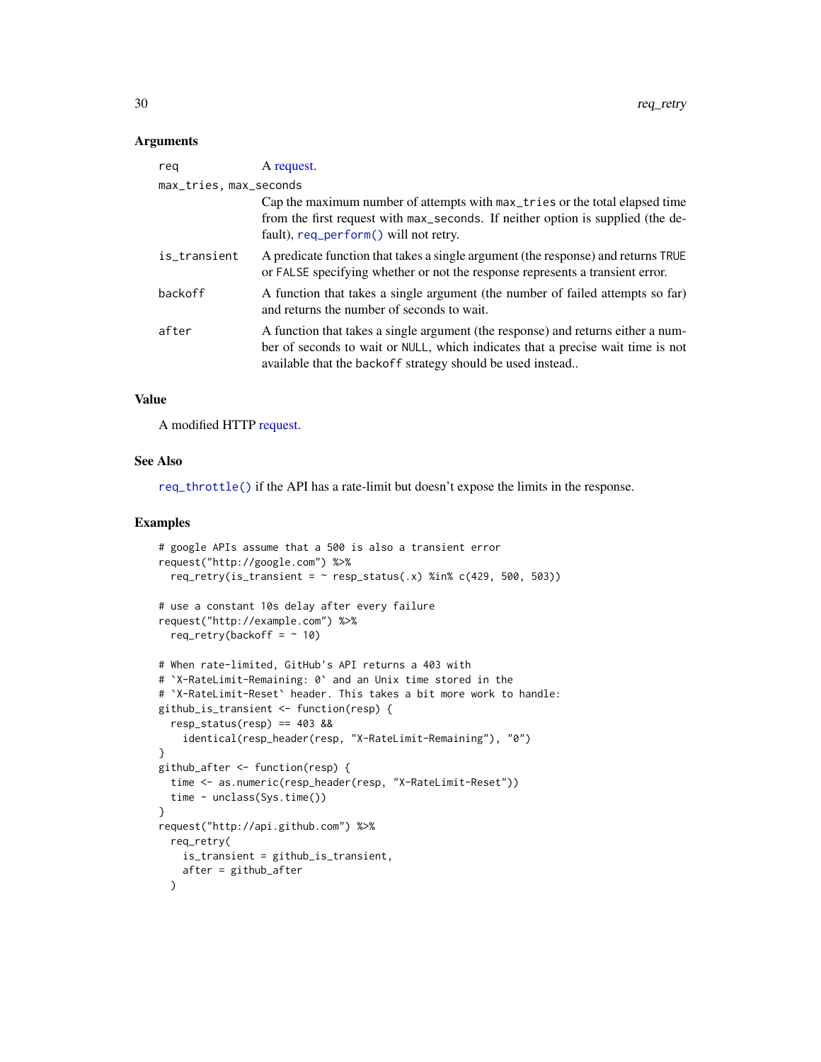### Arguments

| | |
|---|---|
| `req` | A request. |
| `max_tries, max_seconds` | Cap the maximum number of attempts with `max_tries` or the total elapsed time from the first request with `max_seconds`. If neither option is supplied (the default), `req_perform()` will not retry. |
| `is_transient` | A predicate function that takes a single argument (the response) and returns `TRUE` or `FALSE` specifying whether or not the response represents a transient error. |
| `backoff` | A function that takes a single argument (the number of failed attempts so far) and returns the number of seconds to wait. |
| `after` | A function that takes a single argument (the response) and returns either a number of seconds to wait or `NULL`, which indicates that a precise wait time is not available that the `backoff` strategy should be used instead.. |

### Value

A modified HTTP request.

### See Also

`req_throttle()` if the API has a rate-limit but doesn't expose the limits in the response.

### Examples

```
# google APIs assume that a 500 is also a transient error
request("http://google.com") %>%
  req_retry(is_transient = ~ resp_status(.x) %in% c(429, 500, 503))

# use a constant 10s delay after every failure
request("http://example.com") %>%
  req_retry(backoff = ~ 10)

# When rate-limited, GitHub's API returns a 403 with
# `X-RateLimit-Remaining: 0` and an Unix time stored in the
# `X-RateLimit-Reset` header. This takes a bit more work to handle:
github_is_transient <- function(resp) {
  resp_status(resp) == 403 &&
    identical(resp_header(resp, "X-RateLimit-Remaining"), "0")
}
github_after <- function(resp) {
  time <- as.numeric(resp_header(resp, "X-RateLimit-Reset"))
  time - unclass(Sys.time())
}
request("http://api.github.com") %>%
  req_retry(
    is_transient = github_is_transient,
    after = github_after
  )
```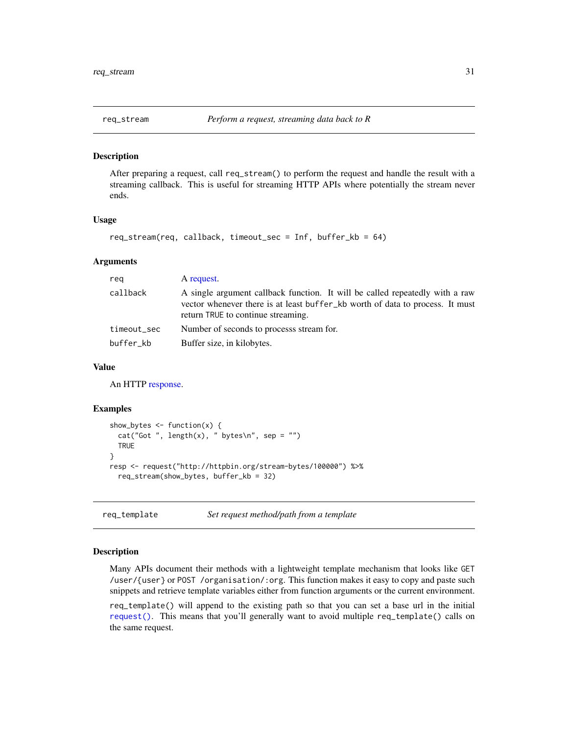## req_stream — *Perform a request, streaming data back to R*

### Description

After preparing a request, call `req_stream()` to perform the request and handle the result with a streaming callback. This is useful for streaming HTTP APIs where potentially the stream never ends.

### Usage

```
req_stream(req, callback, timeout_sec = Inf, buffer_kb = 64)
```

### Arguments

| | |
|---|---|
| `req` | A request. |
| `callback` | A single argument callback function. It will be called repeatedly with a raw vector whenever there is at least `buffer_kb` worth of data to process. It must return `TRUE` to continue streaming. |
| `timeout_sec` | Number of seconds to processs stream for. |
| `buffer_kb` | Buffer size, in kilobytes. |

### Value

An HTTP response.

### Examples

```
show_bytes <- function(x) {
  cat("Got ", length(x), " bytes\n", sep = "")
  TRUE
}
resp <- request("http://httpbin.org/stream-bytes/100000") %>%
  req_stream(show_bytes, buffer_kb = 32)
```

## req_template — *Set request method/path from a template*

### Description

Many APIs document their methods with a lightweight template mechanism that looks like `GET /user/{user}` or `POST /organisation/:org`. This function makes it easy to copy and paste such snippets and retrieve template variables either from function arguments or the current environment.

`req_template()` will append to the existing path so that you can set a base url in the initial `request()`. This means that you'll generally want to avoid multiple `req_template()` calls on the same request.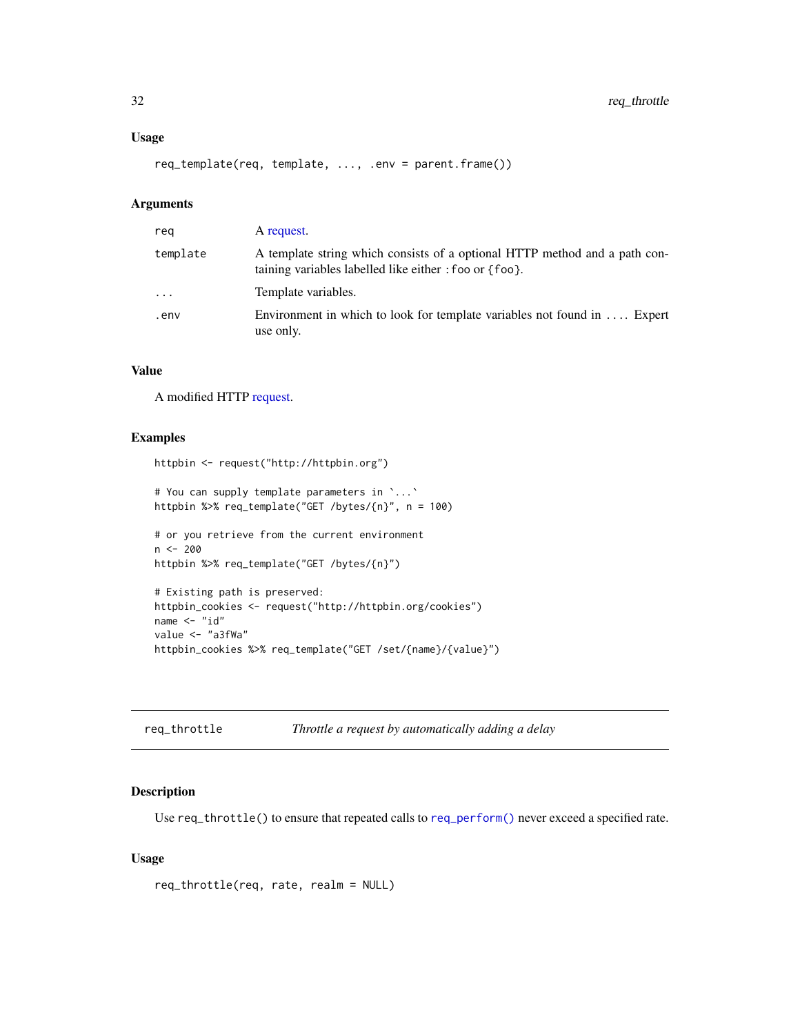### Usage

```
req_template(req, template, ..., .env = parent.frame())
```

### Arguments

| | |
|---|---|
| `req` | A request. |
| `template` | A template string which consists of a optional HTTP method and a path containing variables labelled like either `:foo` or `{foo}`. |
| `...` | Template variables. |
| `.env` | Environment in which to look for template variables not found in `...`. Expert use only. |

### Value

A modified HTTP request.

### Examples

```
httpbin <- request("http://httpbin.org")

# You can supply template parameters in `...`
httpbin %>% req_template("GET /bytes/{n}", n = 100)

# or you retrieve from the current environment
n <- 200
httpbin %>% req_template("GET /bytes/{n}")

# Existing path is preserved:
httpbin_cookies <- request("http://httpbin.org/cookies")
name <- "id"
value <- "a3fWa"
httpbin_cookies %>% req_template("GET /set/{name}/{value}")
```

---

## `req_throttle` *Throttle a request by automatically adding a delay*

---

### Description

Use `req_throttle()` to ensure that repeated calls to `req_perform()` never exceed a specified rate.

### Usage

```
req_throttle(req, rate, realm = NULL)
```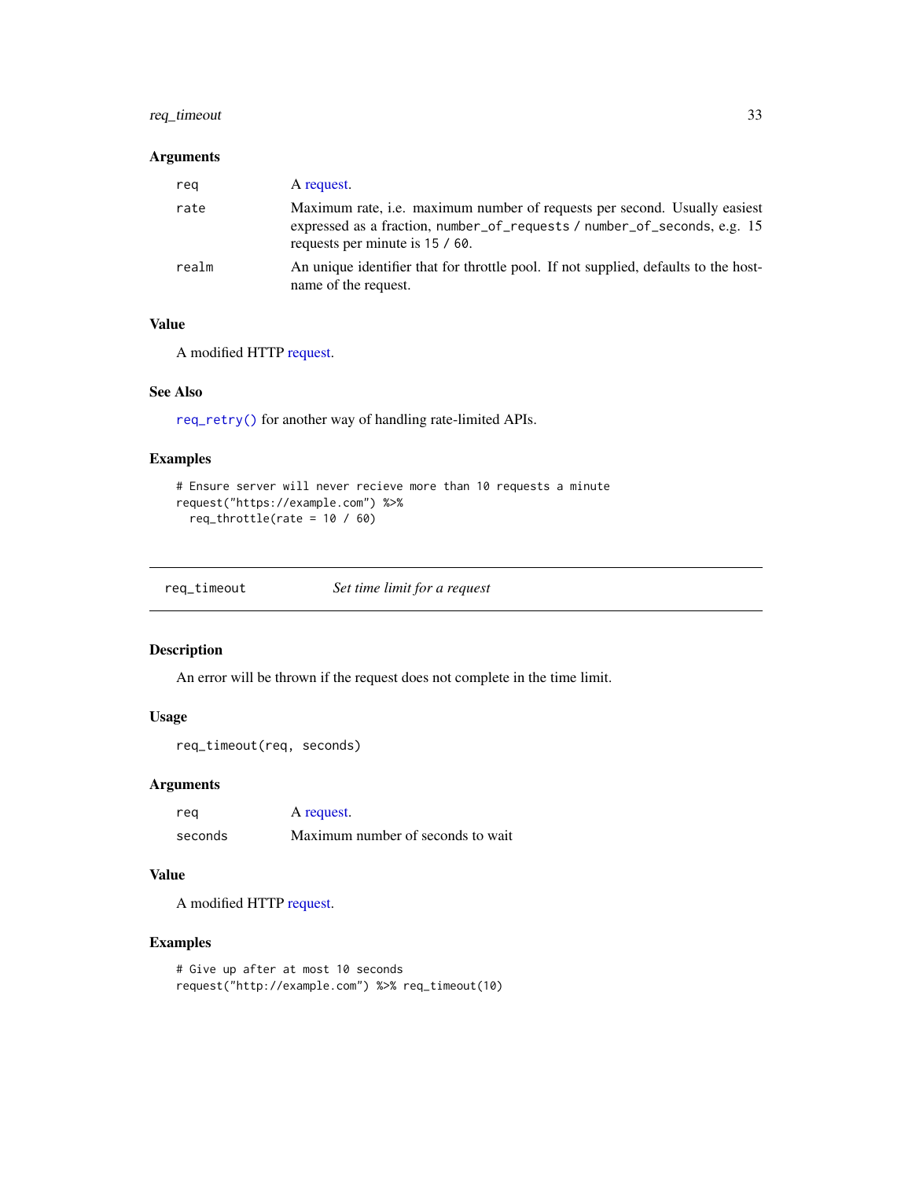### Arguments

| | |
|---|---|
| req | A request. |
| rate | Maximum rate, i.e. maximum number of requests per second. Usually easiest expressed as a fraction, `number_of_requests / number_of_seconds`, e.g. 15 requests per minute is `15 / 60`. |
| realm | An unique identifier that for throttle pool. If not supplied, defaults to the hostname of the request. |

### Value

A modified HTTP request.

### See Also

`req_retry()` for another way of handling rate-limited APIs.

### Examples

```
# Ensure server will never recieve more than 10 requests a minute
request("https://example.com") %>%
  req_throttle(rate = 10 / 60)
```

---

## req_timeout — *Set time limit for a request*

### Description

An error will be thrown if the request does not complete in the time limit.

### Usage

```
req_timeout(req, seconds)
```

### Arguments

| | |
|---|---|
| req | A request. |
| seconds | Maximum number of seconds to wait |

### Value

A modified HTTP request.

### Examples

```
# Give up after at most 10 seconds
request("http://example.com") %>% req_timeout(10)
```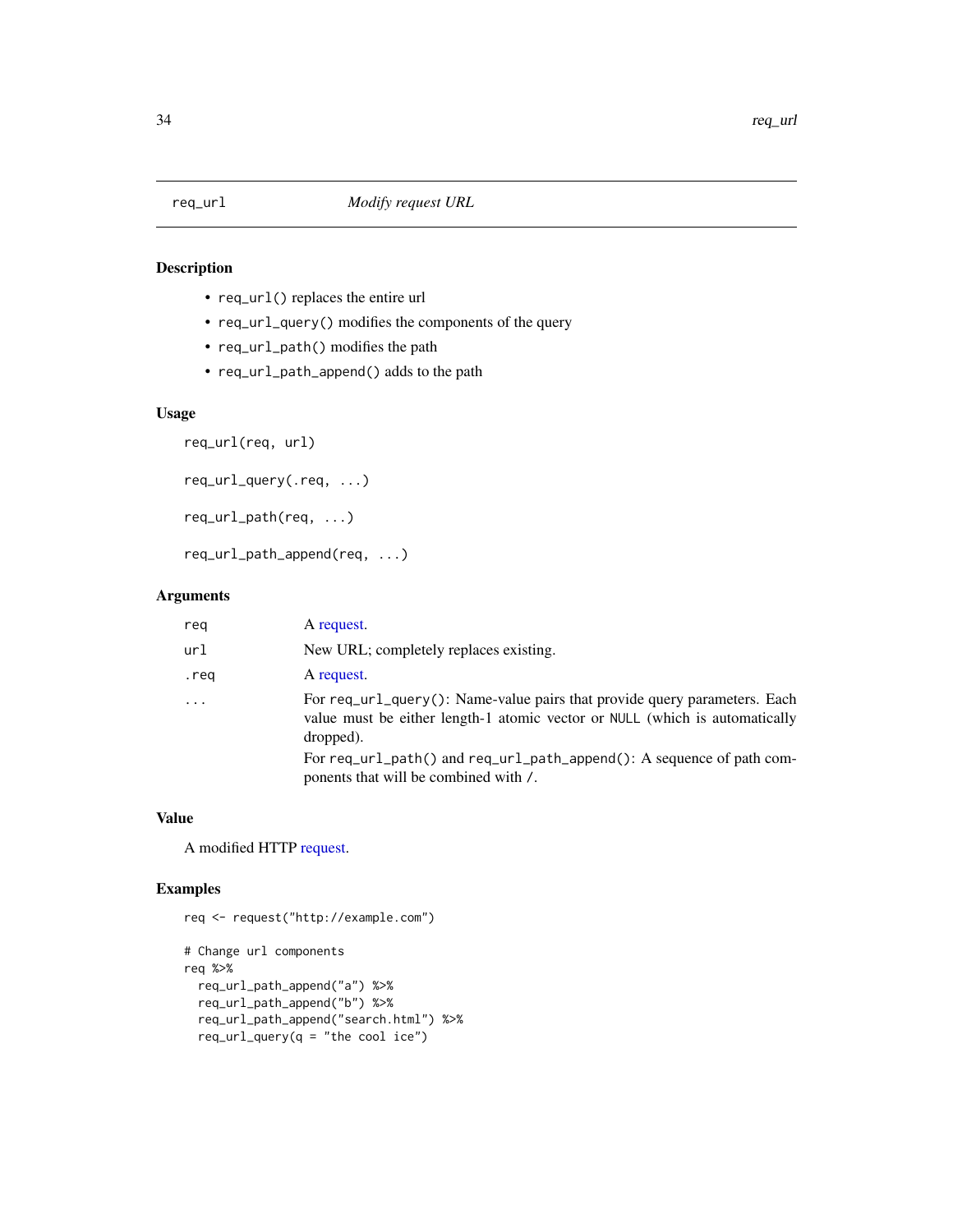# req_url    *Modify request URL*

## Description

- `req_url()` replaces the entire url
- `req_url_query()` modifies the components of the query
- `req_url_path()` modifies the path
- `req_url_path_append()` adds to the path

## Usage

```
req_url(req, url)

req_url_query(.req, ...)

req_url_path(req, ...)

req_url_path_append(req, ...)
```

## Arguments

| | |
|---|---|
| `req` | A request. |
| `url` | New URL; completely replaces existing. |
| `.req` | A request. |
| `...` | For `req_url_query()`: Name-value pairs that provide query parameters. Each value must be either length-1 atomic vector or `NULL` (which is automatically dropped).<br>For `req_url_path()` and `req_url_path_append()`: A sequence of path components that will be combined with `/`. |

## Value

A modified HTTP request.

## Examples

```
req <- request("http://example.com")

# Change url components
req %>%
  req_url_path_append("a") %>%
  req_url_path_append("b") %>%
  req_url_path_append("search.html") %>%
  req_url_query(q = "the cool ice")
```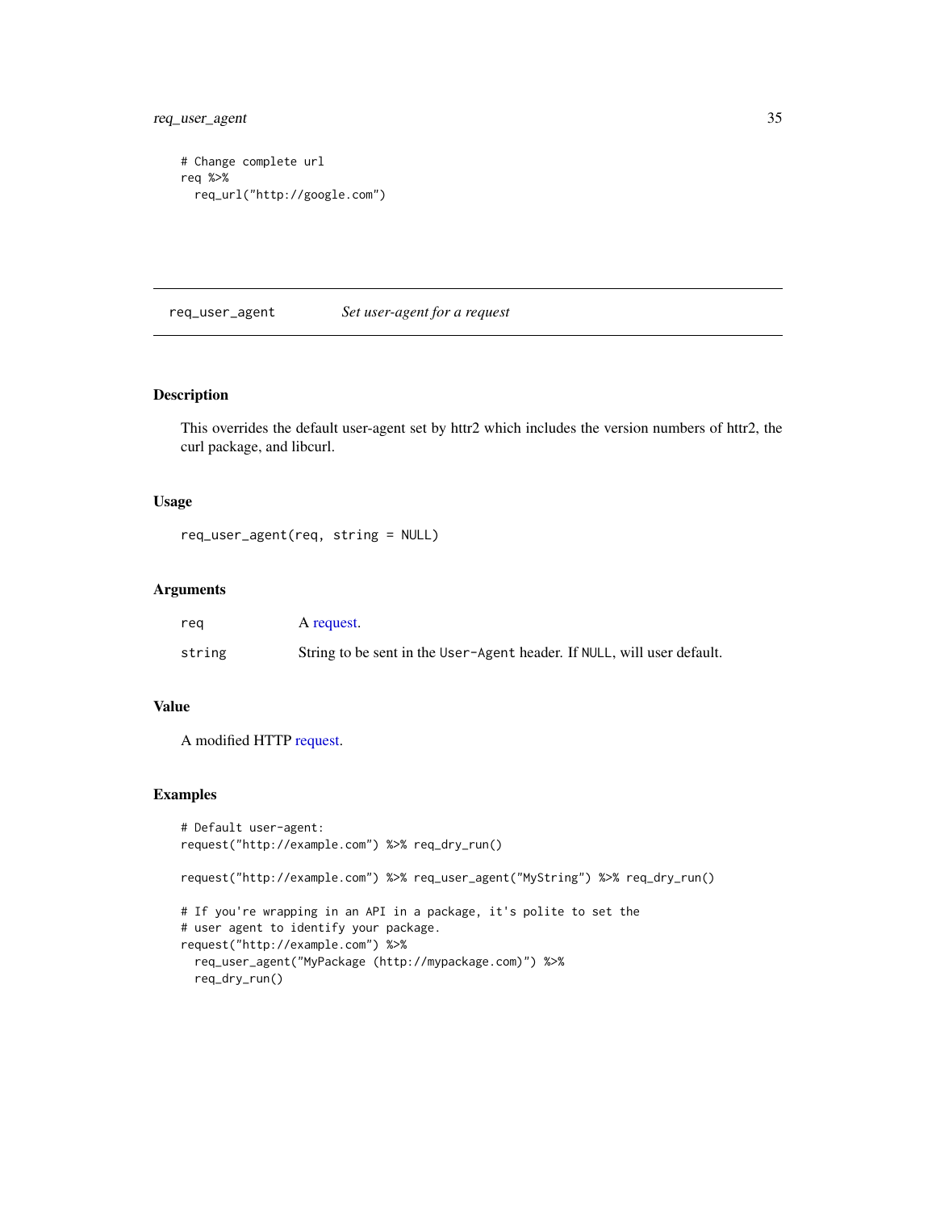```
# Change complete url
req %>%
  req_url("http://google.com")
```

## req_user_agent — *Set user-agent for a request*

### Description

This overrides the default user-agent set by httr2 which includes the version numbers of httr2, the curl package, and libcurl.

### Usage

```
req_user_agent(req, string = NULL)
```

### Arguments

| | |
|---|---|
| req | A request. |
| string | String to be sent in the `User-Agent` header. If `NULL`, will user default. |

### Value

A modified HTTP request.

### Examples

```
# Default user-agent:
request("http://example.com") %>% req_dry_run()

request("http://example.com") %>% req_user_agent("MyString") %>% req_dry_run()

# If you're wrapping in an API in a package, it's polite to set the
# user agent to identify your package.
request("http://example.com") %>%
  req_user_agent("MyPackage (http://mypackage.com)") %>%
  req_dry_run()
```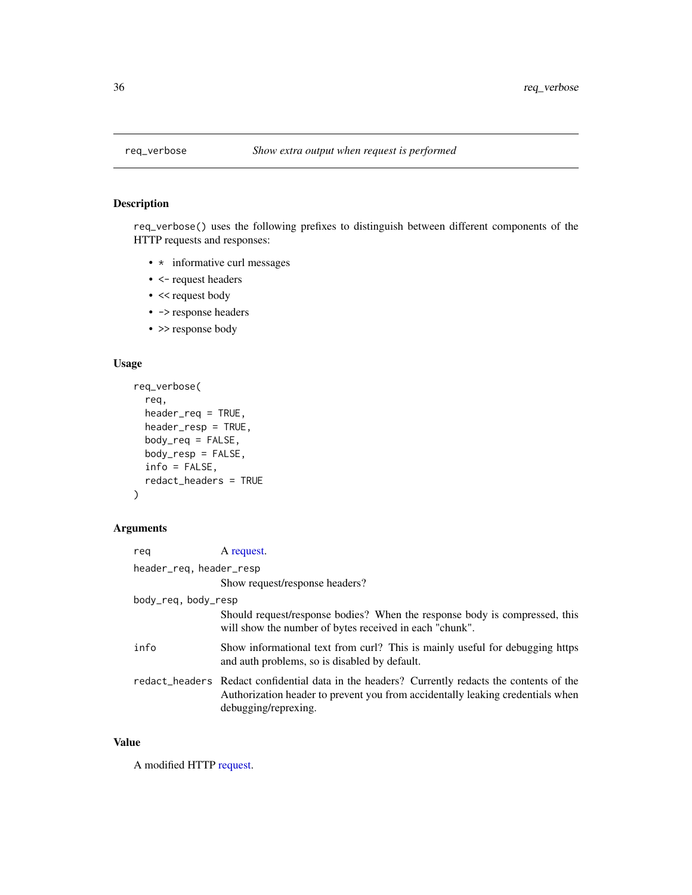## req_verbose — *Show extra output when request is performed*

### Description

`req_verbose()` uses the following prefixes to distinguish between different components of the HTTP requests and responses:

- `*` informative curl messages
- <- request headers
- << request body
- -> response headers
- >> response body

### Usage

```
req_verbose(
  req,
  header_req = TRUE,
  header_resp = TRUE,
  body_req = FALSE,
  body_resp = FALSE,
  info = FALSE,
  redact_headers = TRUE
)
```

### Arguments

| | |
|---|---|
| `req` | A request. |
| `header_req, header_resp` | Show request/response headers? |
| `body_req, body_resp` | Should request/response bodies? When the response body is compressed, this will show the number of bytes received in each "chunk". |
| `info` | Show informational text from curl? This is mainly useful for debugging https and auth problems, so is disabled by default. |
| `redact_headers` | Redact confidential data in the headers? Currently redacts the contents of the Authorization header to prevent you from accidentally leaking credentials when debugging/reprexing. |

### Value

A modified HTTP request.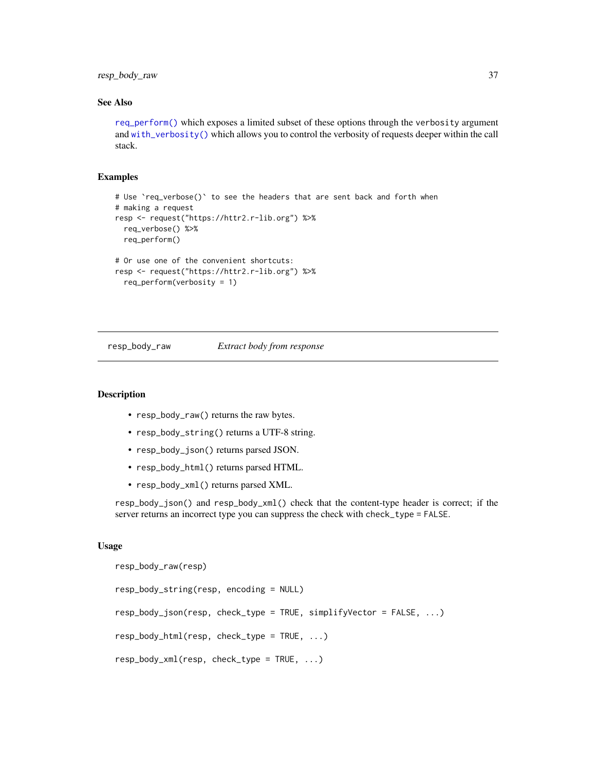## See Also

req_perform() which exposes a limited subset of these options through the verbosity argument and with_verbosity() which allows you to control the verbosity of requests deeper within the call stack.

## Examples

```
# Use `req_verbose()` to see the headers that are sent back and forth when
# making a request
resp <- request("https://httr2.r-lib.org") %>%
  req_verbose() %>%
  req_perform()

# Or use one of the convenient shortcuts:
resp <- request("https://httr2.r-lib.org") %>%
  req_perform(verbosity = 1)
```

---

# resp_body_raw *Extract body from response*

---

## Description

- resp_body_raw() returns the raw bytes.
- resp_body_string() returns a UTF-8 string.
- resp_body_json() returns parsed JSON.
- resp_body_html() returns parsed HTML.
- resp_body_xml() returns parsed XML.

resp_body_json() and resp_body_xml() check that the content-type header is correct; if the server returns an incorrect type you can suppress the check with check_type = FALSE.

## Usage

```
resp_body_raw(resp)

resp_body_string(resp, encoding = NULL)

resp_body_json(resp, check_type = TRUE, simplifyVector = FALSE, ...)

resp_body_html(resp, check_type = TRUE, ...)

resp_body_xml(resp, check_type = TRUE, ...)
```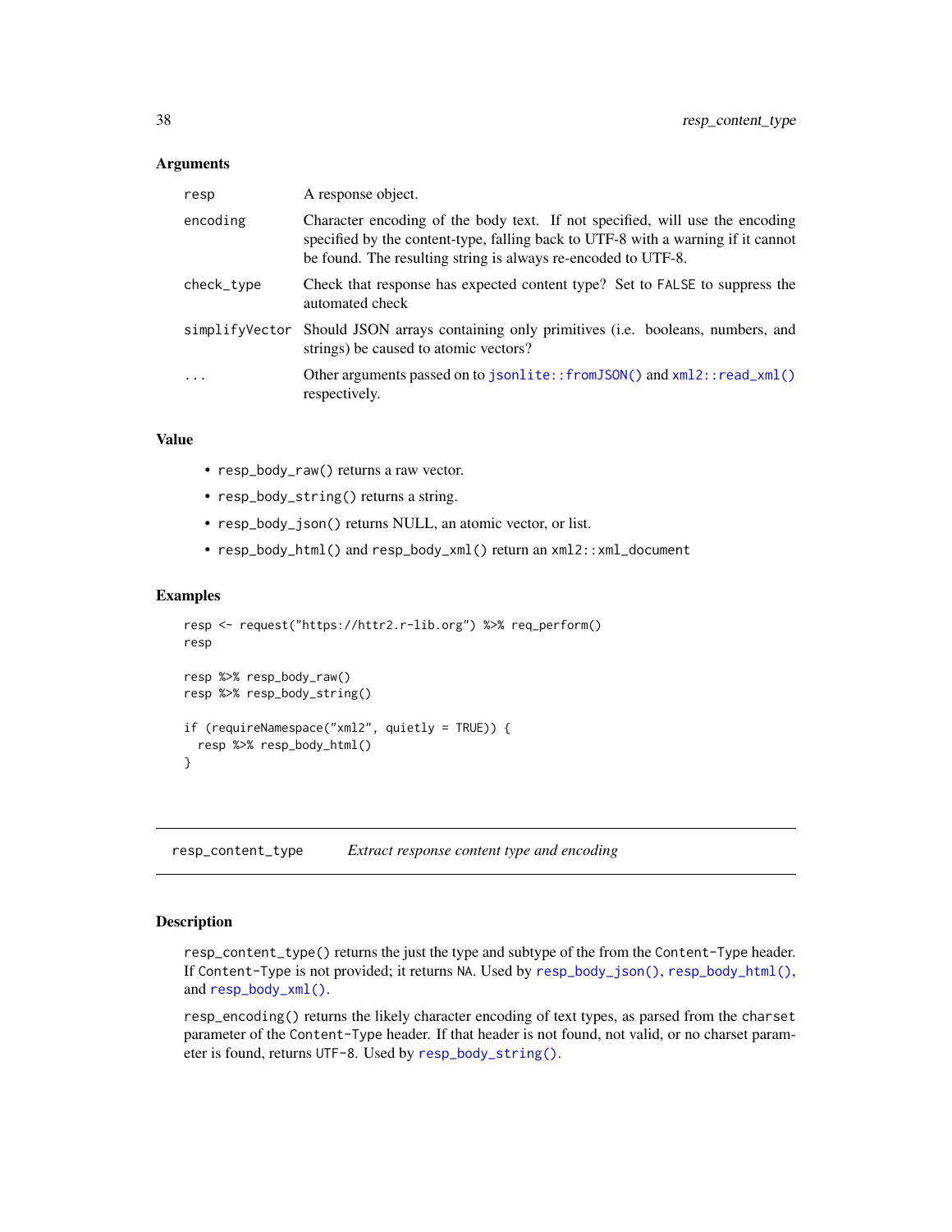### Arguments

| | |
|---|---|
| `resp` | A response object. |
| `encoding` | Character encoding of the body text. If not specified, will use the encoding specified by the content-type, falling back to UTF-8 with a warning if it cannot be found. The resulting string is always re-encoded to UTF-8. |
| `check_type` | Check that response has expected content type? Set to `FALSE` to suppress the automated check |
| `simplifyVector` | Should JSON arrays containing only primitives (i.e. booleans, numbers, and strings) be caused to atomic vectors? |
| `...` | Other arguments passed on to `jsonlite::fromJSON()` and `xml2::read_xml()` respectively. |

### Value

- `resp_body_raw()` returns a raw vector.
- `resp_body_string()` returns a string.
- `resp_body_json()` returns NULL, an atomic vector, or list.
- `resp_body_html()` and `resp_body_xml()` return an `xml2::xml_document`

### Examples

```
resp <- request("https://httr2.r-lib.org") %>% req_perform()
resp

resp %>% resp_body_raw()
resp %>% resp_body_string()

if (requireNamespace("xml2", quietly = TRUE)) {
  resp %>% resp_body_html()
}
```

---

## `resp_content_type` *Extract response content type and encoding*

### Description

`resp_content_type()` returns the just the type and subtype of the from the `Content-Type` header. If `Content-Type` is not provided; it returns `NA`. Used by `resp_body_json()`, `resp_body_html()`, and `resp_body_xml()`.

`resp_encoding()` returns the likely character encoding of text types, as parsed from the `charset` parameter of the `Content-Type` header. If that header is not found, not valid, or no charset parameter is found, returns `UTF-8`. Used by `resp_body_string()`.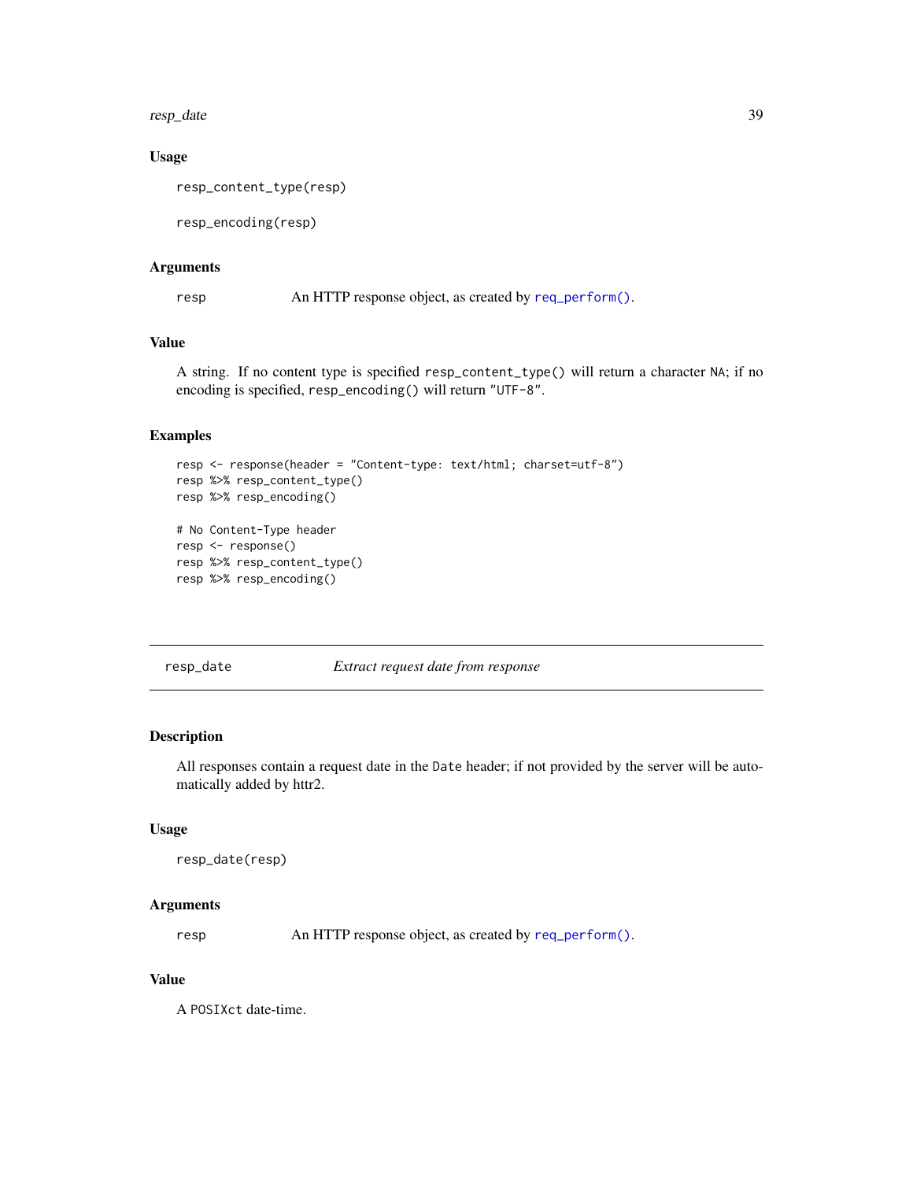### Usage

```
resp_content_type(resp)

resp_encoding(resp)
```

### Arguments

| | |
|---|---|
| resp | An HTTP response object, as created by `req_perform()`. |

### Value

A string. If no content type is specified `resp_content_type()` will return a character `NA`; if no encoding is specified, `resp_encoding()` will return `"UTF-8"`.

### Examples

```
resp <- response(header = "Content-type: text/html; charset=utf-8")
resp %>% resp_content_type()
resp %>% resp_encoding()

# No Content-Type header
resp <- response()
resp %>% resp_content_type()
resp %>% resp_encoding()
```

---

## resp_date — *Extract request date from response*

---

### Description

All responses contain a request date in the `Date` header; if not provided by the server will be automatically added by httr2.

### Usage

```
resp_date(resp)
```

### Arguments

| | |
|---|---|
| resp | An HTTP response object, as created by `req_perform()`. |

### Value

A `POSIXct` date-time.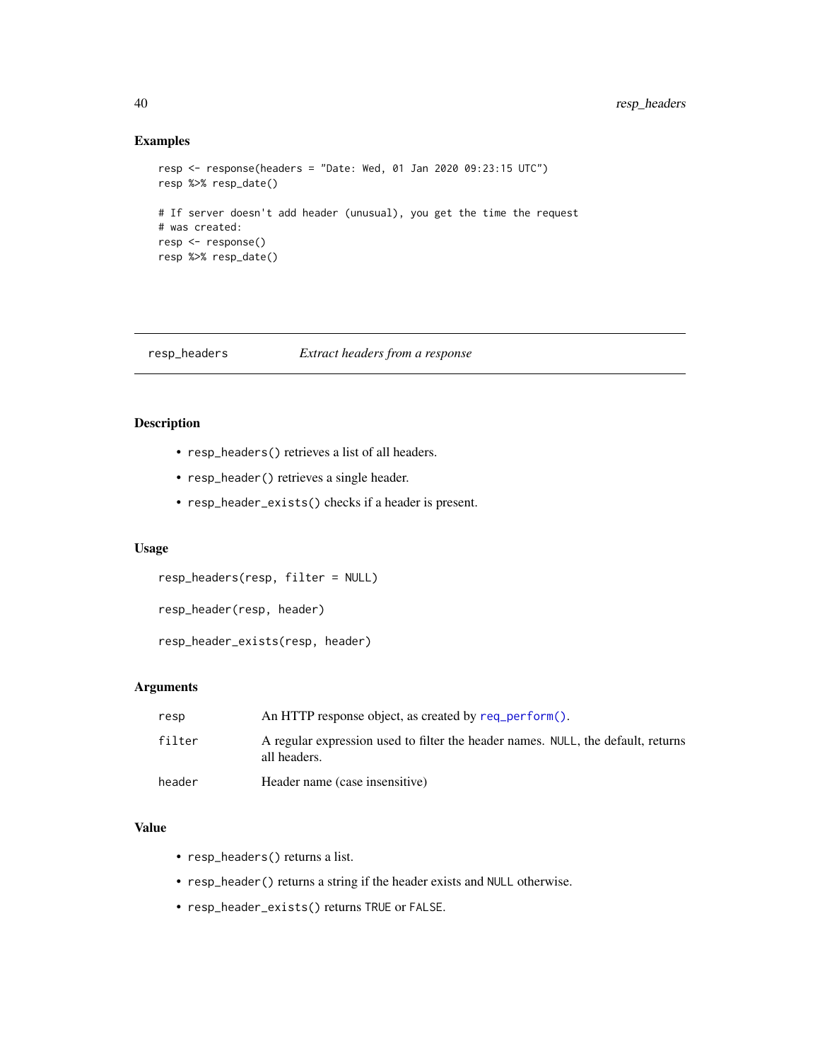### Examples

```
resp <- response(headers = "Date: Wed, 01 Jan 2020 09:23:15 UTC")
resp %>% resp_date()

# If server doesn't add header (unusual), you get the time the request
# was created:
resp <- response()
resp %>% resp_date()
```

---

## resp_headers *Extract headers from a response*

---

### Description

- `resp_headers()` retrieves a list of all headers.
- `resp_header()` retrieves a single header.
- `resp_header_exists()` checks if a header is present.

### Usage

```
resp_headers(resp, filter = NULL)

resp_header(resp, header)

resp_header_exists(resp, header)
```

### Arguments

| | |
|---|---|
| `resp` | An HTTP response object, as created by `req_perform()`. |
| `filter` | A regular expression used to filter the header names. `NULL`, the default, returns all headers. |
| `header` | Header name (case insensitive) |

### Value

- `resp_headers()` returns a list.
- `resp_header()` returns a string if the header exists and `NULL` otherwise.
- `resp_header_exists()` returns `TRUE` or `FALSE`.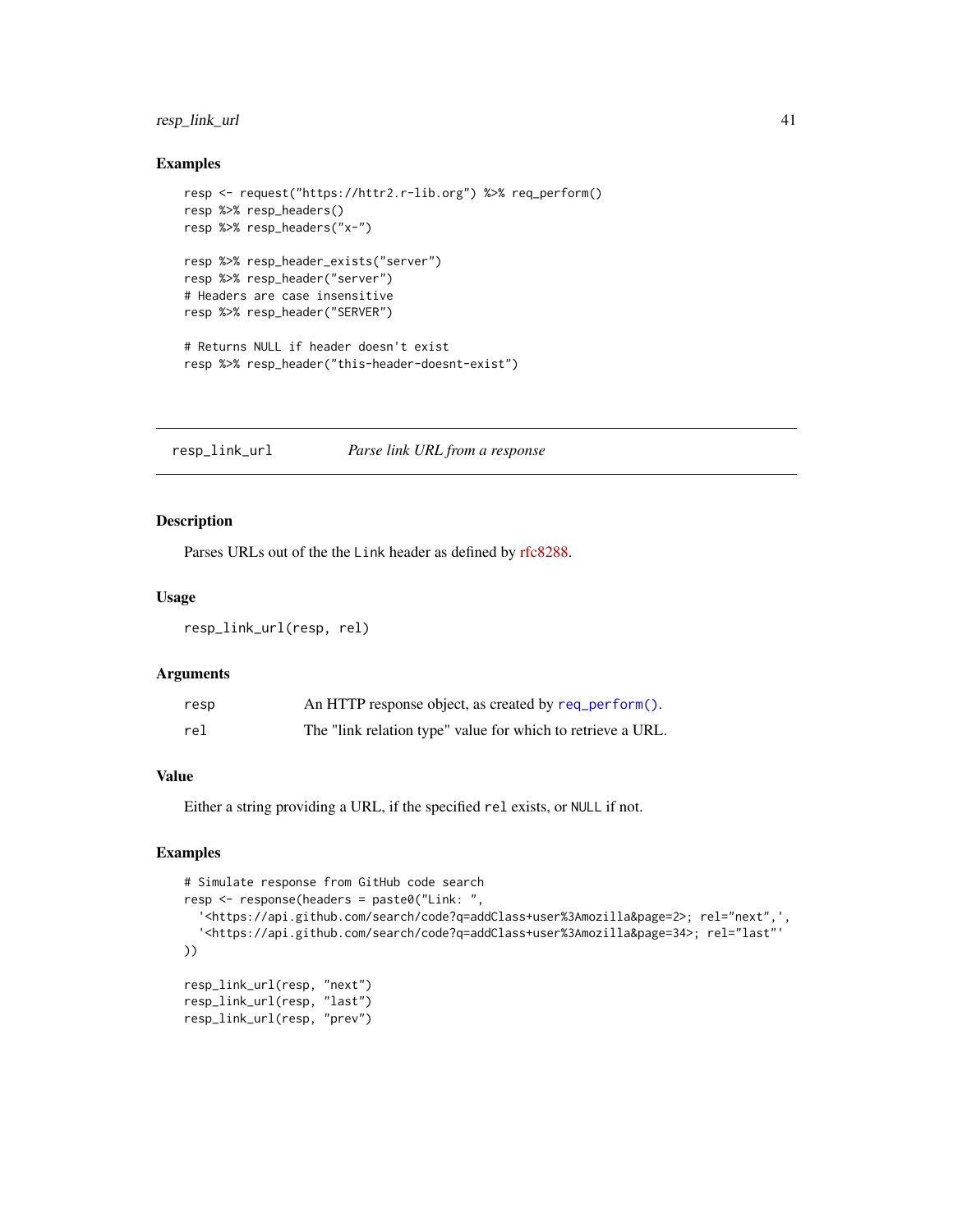### Examples

```
resp <- request("https://httr2.r-lib.org") %>% req_perform()
resp %>% resp_headers()
resp %>% resp_headers("x-")

resp %>% resp_header_exists("server")
resp %>% resp_header("server")
# Headers are case insensitive
resp %>% resp_header("SERVER")

# Returns NULL if header doesn't exist
resp %>% resp_header("this-header-doesnt-exist")
```

---

## resp_link_url *Parse link URL from a response*

### Description

Parses URLs out of the the Link header as defined by rfc8288.

### Usage

```
resp_link_url(resp, rel)
```

### Arguments

| | |
|---|---|
| resp | An HTTP response object, as created by req_perform(). |
| rel | The "link relation type" value for which to retrieve a URL. |

### Value

Either a string providing a URL, if the specified rel exists, or NULL if not.

### Examples

```
# Simulate response from GitHub code search
resp <- response(headers = paste0("Link: ",
  '<https://api.github.com/search/code?q=addClass+user%3Amozilla&page=2>; rel="next",',
  '<https://api.github.com/search/code?q=addClass+user%3Amozilla&page=34>; rel="last"'
))

resp_link_url(resp, "next")
resp_link_url(resp, "last")
resp_link_url(resp, "prev")
```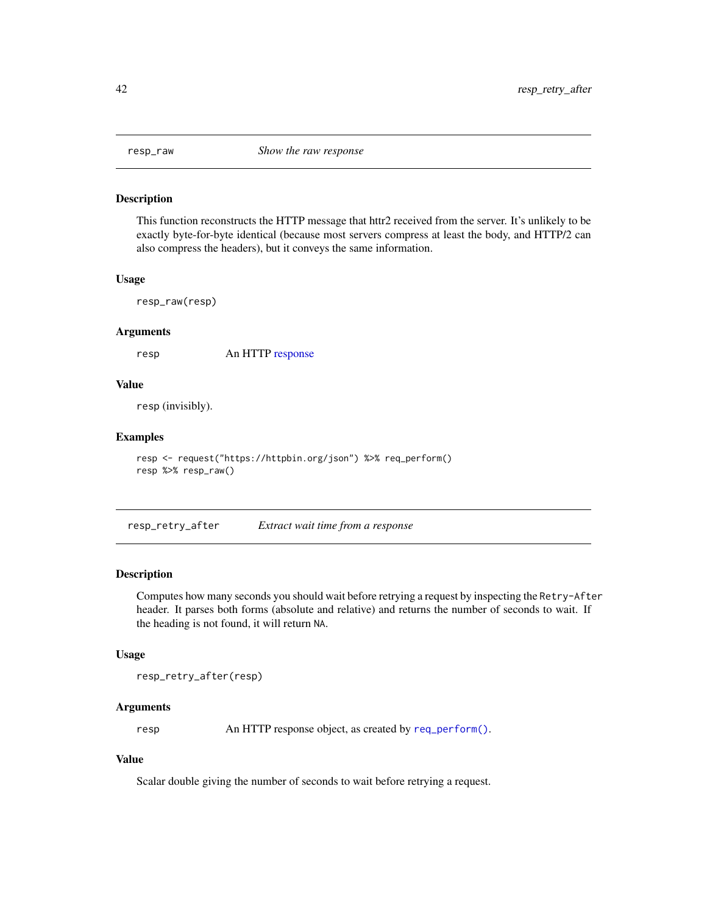## resp_raw — *Show the raw response*

### Description

This function reconstructs the HTTP message that httr2 received from the server. It's unlikely to be exactly byte-for-byte identical (because most servers compress at least the body, and HTTP/2 can also compress the headers), but it conveys the same information.

### Usage

```
resp_raw(resp)
```

### Arguments

| | |
|---|---|
| `resp` | An HTTP response |

### Value

`resp` (invisibly).

### Examples

```
resp <- request("https://httpbin.org/json") %>% req_perform()
resp %>% resp_raw()
```

## resp_retry_after — *Extract wait time from a response*

### Description

Computes how many seconds you should wait before retrying a request by inspecting the `Retry-After` header. It parses both forms (absolute and relative) and returns the number of seconds to wait. If the heading is not found, it will return `NA`.

### Usage

```
resp_retry_after(resp)
```

### Arguments

| | |
|---|---|
| `resp` | An HTTP response object, as created by `req_perform()`. |

### Value

Scalar double giving the number of seconds to wait before retrying a request.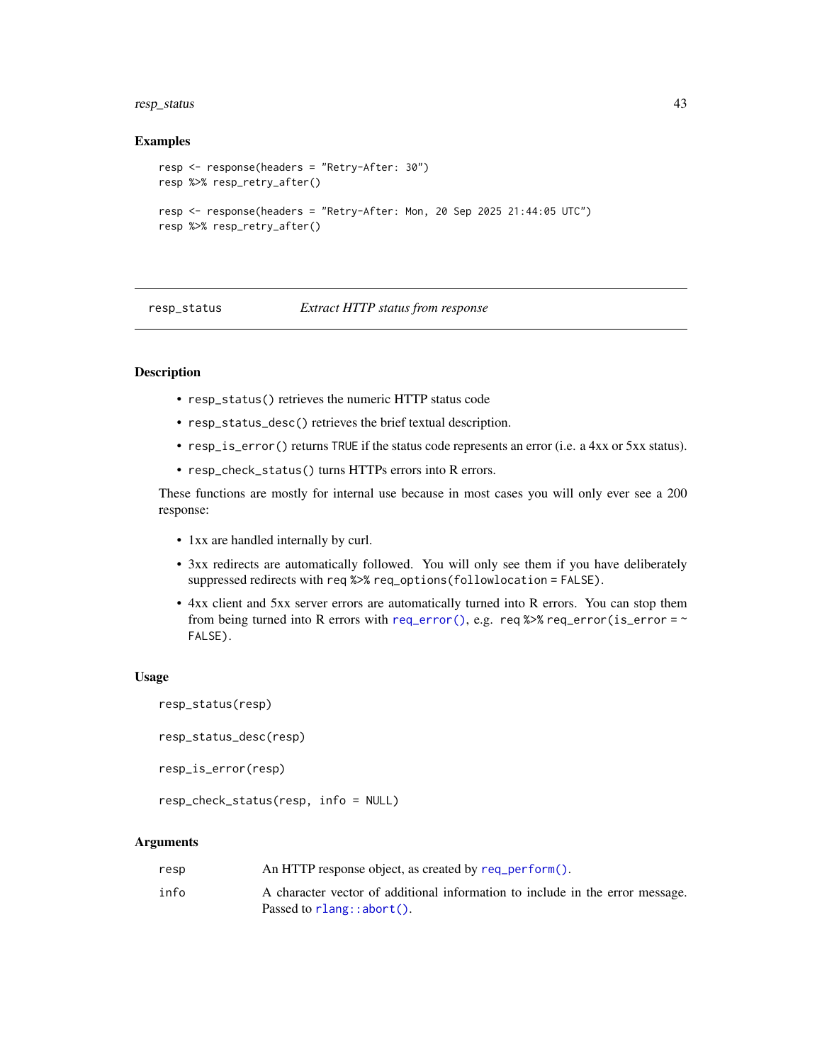### Examples

```
resp <- response(headers = "Retry-After: 30")
resp %>% resp_retry_after()

resp <- response(headers = "Retry-After: Mon, 20 Sep 2025 21:44:05 UTC")
resp %>% resp_retry_after()
```

---

## resp_status — *Extract HTTP status from response*

---

### Description

- `resp_status()` retrieves the numeric HTTP status code
- `resp_status_desc()` retrieves the brief textual description.
- `resp_is_error()` returns `TRUE` if the status code represents an error (i.e. a 4xx or 5xx status).
- `resp_check_status()` turns HTTPs errors into R errors.

These functions are mostly for internal use because in most cases you will only ever see a 200 response:

- 1xx are handled internally by curl.
- 3xx redirects are automatically followed. You will only see them if you have deliberately suppressed redirects with `req %>% req_options(followlocation = FALSE)`.
- 4xx client and 5xx server errors are automatically turned into R errors. You can stop them from being turned into R errors with `req_error()`, e.g. `req %>% req_error(is_error = ~ FALSE)`.

### Usage

```
resp_status(resp)

resp_status_desc(resp)

resp_is_error(resp)

resp_check_status(resp, info = NULL)
```

### Arguments

| | |
|---|---|
| `resp` | An HTTP response object, as created by `req_perform()`. |
| `info` | A character vector of additional information to include in the error message. Passed to `rlang::abort()`. |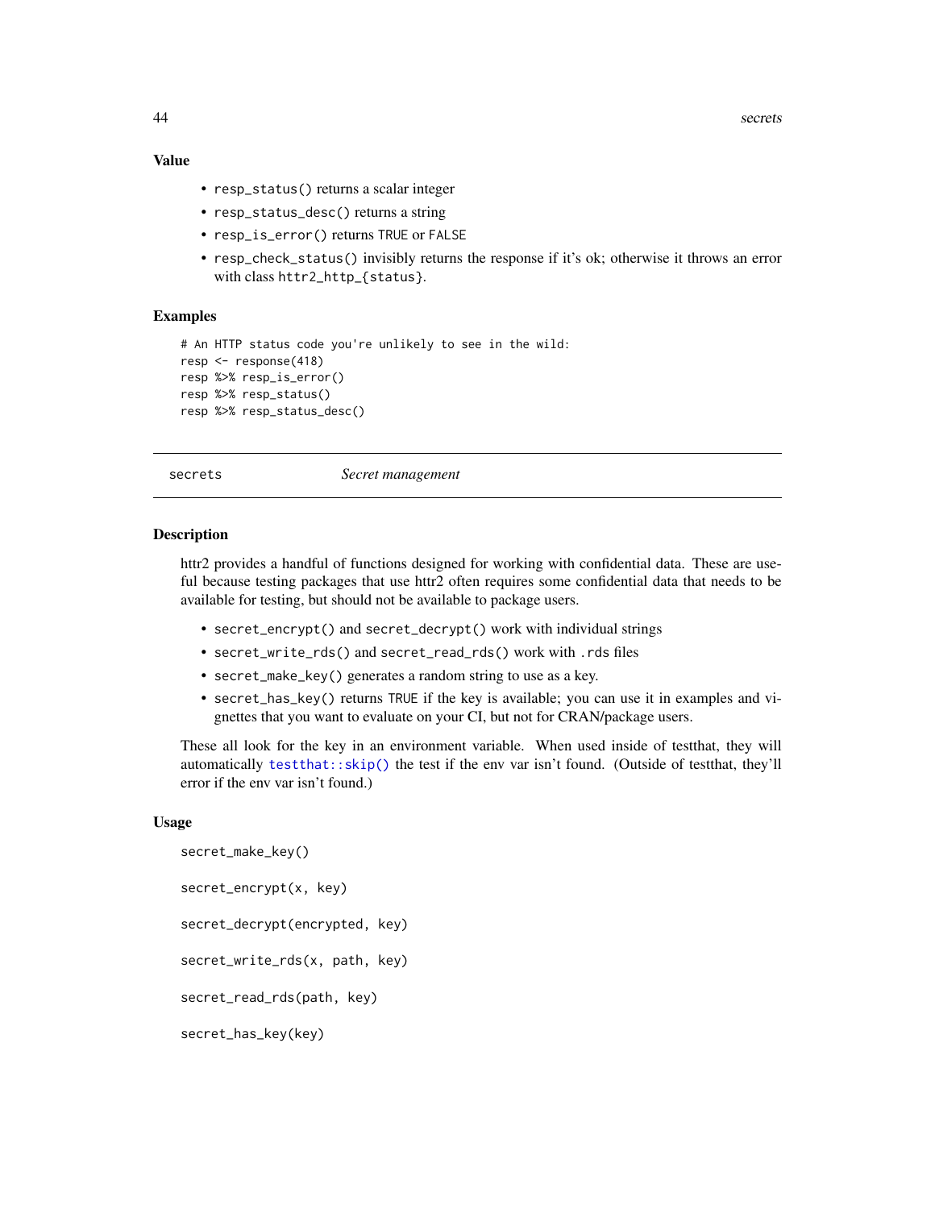### Value

- `resp_status()` returns a scalar integer
- `resp_status_desc()` returns a string
- `resp_is_error()` returns `TRUE` or `FALSE`
- `resp_check_status()` invisibly returns the response if it's ok; otherwise it throws an error with class `httr2_http_{status}`.

### Examples

```
# An HTTP status code you're unlikely to see in the wild:
resp <- response(418)
resp %>% resp_is_error()
resp %>% resp_status()
resp %>% resp_status_desc()
```

---

## secrets *Secret management*

---

### Description

httr2 provides a handful of functions designed for working with confidential data. These are useful because testing packages that use httr2 often requires some confidential data that needs to be available for testing, but should not be available to package users.

- `secret_encrypt()` and `secret_decrypt()` work with individual strings
- `secret_write_rds()` and `secret_read_rds()` work with `.rds` files
- `secret_make_key()` generates a random string to use as a key.
- `secret_has_key()` returns `TRUE` if the key is available; you can use it in examples and vignettes that you want to evaluate on your CI, but not for CRAN/package users.

These all look for the key in an environment variable. When used inside of testthat, they will automatically `testthat::skip()` the test if the env var isn't found. (Outside of testthat, they'll error if the env var isn't found.)

### Usage

```
secret_make_key()

secret_encrypt(x, key)

secret_decrypt(encrypted, key)

secret_write_rds(x, path, key)

secret_read_rds(path, key)

secret_has_key(key)
```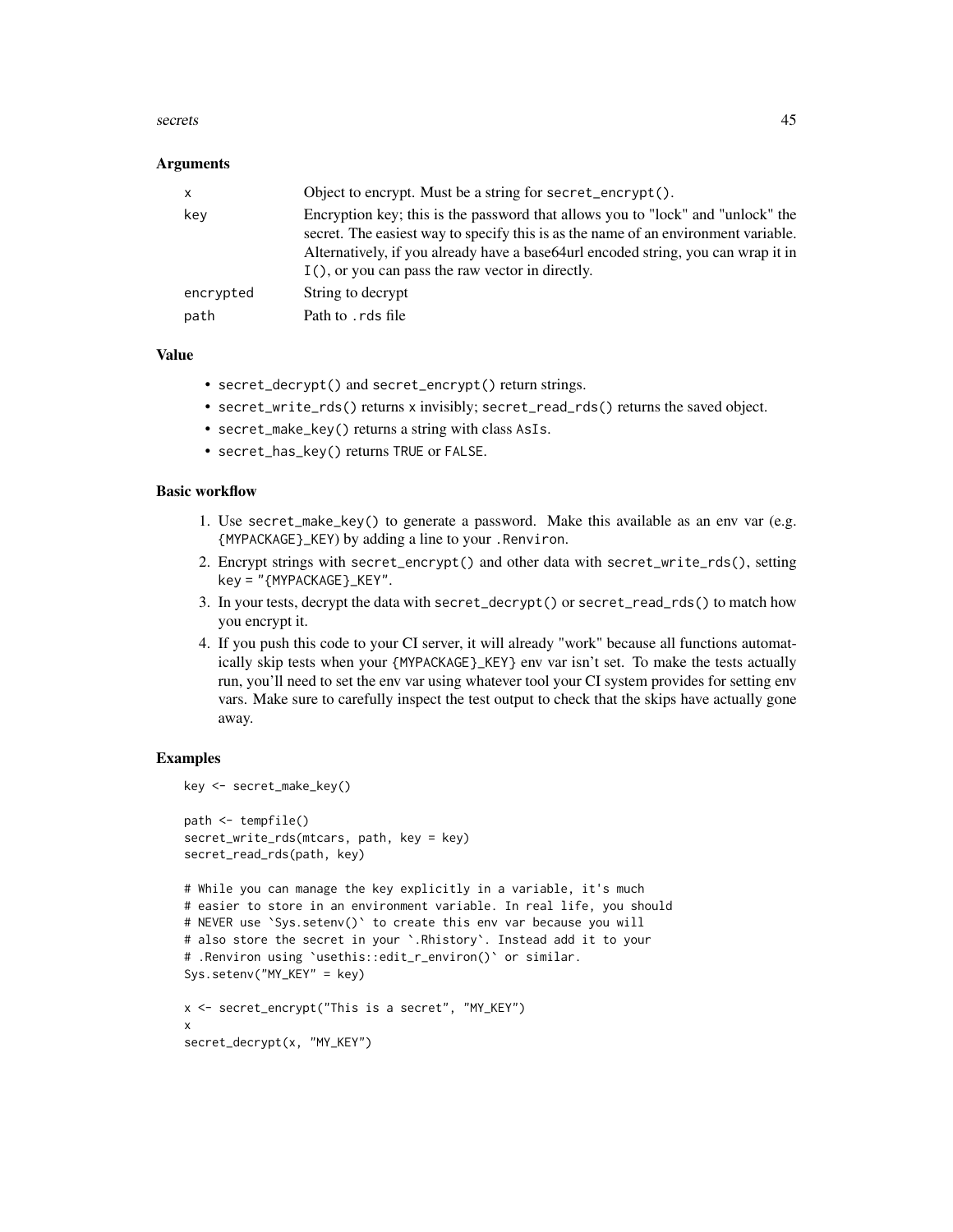## Arguments

| | |
|---|---|
| x | Object to encrypt. Must be a string for `secret_encrypt()`. |
| key | Encryption key; this is the password that allows you to "lock" and "unlock" the secret. The easiest way to specify this is as the name of an environment variable. Alternatively, if you already have a base64url encoded string, you can wrap it in `I()`, or you can pass the raw vector in directly. |
| encrypted | String to decrypt |
| path | Path to `.rds` file |

## Value

- `secret_decrypt()` and `secret_encrypt()` return strings.
- `secret_write_rds()` returns `x` invisibly; `secret_read_rds()` returns the saved object.
- `secret_make_key()` returns a string with class `AsIs`.
- `secret_has_key()` returns `TRUE` or `FALSE`.

## Basic workflow

1. Use `secret_make_key()` to generate a password. Make this available as an env var (e.g. `{MYPACKAGE}_KEY`) by adding a line to your `.Renviron`.
2. Encrypt strings with `secret_encrypt()` and other data with `secret_write_rds()`, setting `key = "{MYPACKAGE}_KEY"`.
3. In your tests, decrypt the data with `secret_decrypt()` or `secret_read_rds()` to match how you encrypt it.
4. If you push this code to your CI server, it will already "work" because all functions automatically skip tests when your `{MYPACKAGE}_KEY` env var isn't set. To make the tests actually run, you'll need to set the env var using whatever tool your CI system provides for setting env vars. Make sure to carefully inspect the test output to check that the skips have actually gone away.

## Examples

```
key <- secret_make_key()

path <- tempfile()
secret_write_rds(mtcars, path, key = key)
secret_read_rds(path, key)

# While you can manage the key explicitly in a variable, it's much
# easier to store in an environment variable. In real life, you should
# NEVER use `Sys.setenv()` to create this env var because you will
# also store the secret in your `.Rhistory`. Instead add it to your
# .Renviron using `usethis::edit_r_environ()` or similar.
Sys.setenv("MY_KEY" = key)

x <- secret_encrypt("This is a secret", "MY_KEY")
x
secret_decrypt(x, "MY_KEY")
```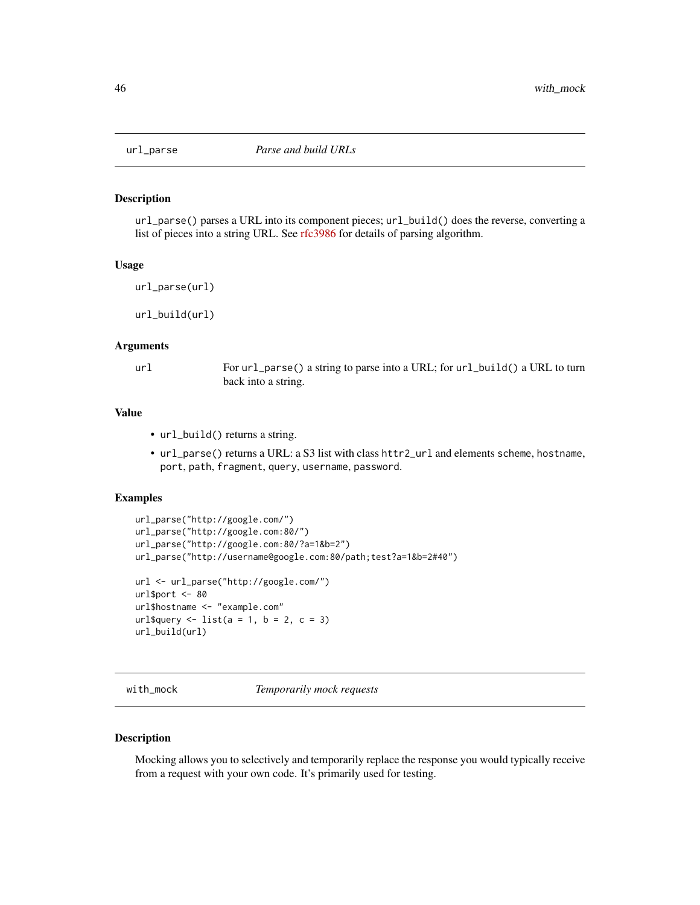## url_parse — *Parse and build URLs*

### Description

`url_parse()` parses a URL into its component pieces; `url_build()` does the reverse, converting a list of pieces into a string URL. See rfc3986 for details of parsing algorithm.

### Usage

```
url_parse(url)

url_build(url)
```

### Arguments

| | |
|---|---|
| `url` | For `url_parse()` a string to parse into a URL; for `url_build()` a URL to turn back into a string. |

### Value

- `url_build()` returns a string.
- `url_parse()` returns a URL: a S3 list with class `httr2_url` and elements `scheme`, `hostname`, `port`, `path`, `fragment`, `query`, `username`, `password`.

### Examples

```
url_parse("http://google.com/")
url_parse("http://google.com:80/")
url_parse("http://google.com:80/?a=1&b=2")
url_parse("http://username@google.com:80/path;test?a=1&b=2#40")

url <- url_parse("http://google.com/")
url$port <- 80
url$hostname <- "example.com"
url$query <- list(a = 1, b = 2, c = 3)
url_build(url)
```

## with_mock — *Temporarily mock requests*

### Description

Mocking allows you to selectively and temporarily replace the response you would typically receive from a request with your own code. It's primarily used for testing.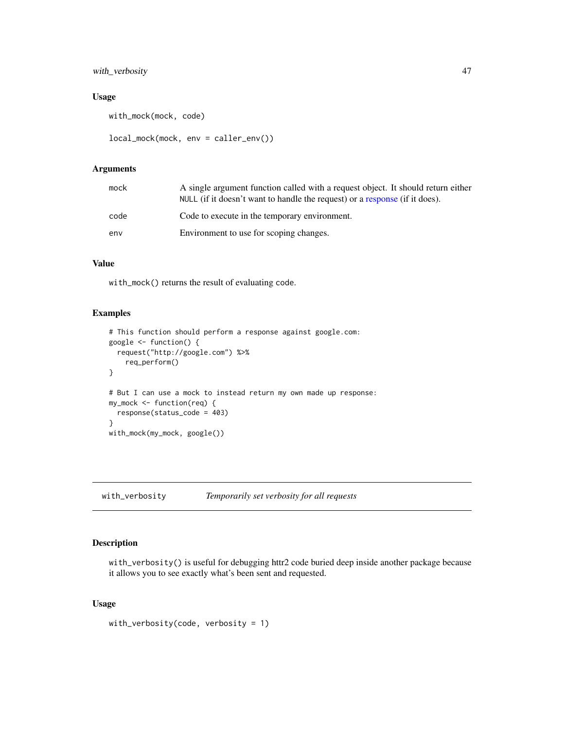### Usage

```
with_mock(mock, code)

local_mock(mock, env = caller_env())
```

### Arguments

| | |
|---|---|
| mock | A single argument function called with a request object. It should return either NULL (if it doesn't want to handle the request) or a response (if it does). |
| code | Code to execute in the temporary environment. |
| env | Environment to use for scoping changes. |

### Value

`with_mock()` returns the result of evaluating code.

### Examples

```
# This function should perform a response against google.com:
google <- function() {
  request("http://google.com") %>%
    req_perform()
}

# But I can use a mock to instead return my own made up response:
my_mock <- function(req) {
  response(status_code = 403)
}
with_mock(my_mock, google())
```

## with_verbosity — *Temporarily set verbosity for all requests*

### Description

`with_verbosity()` is useful for debugging httr2 code buried deep inside another package because it allows you to see exactly what's been sent and requested.

### Usage

```
with_verbosity(code, verbosity = 1)
```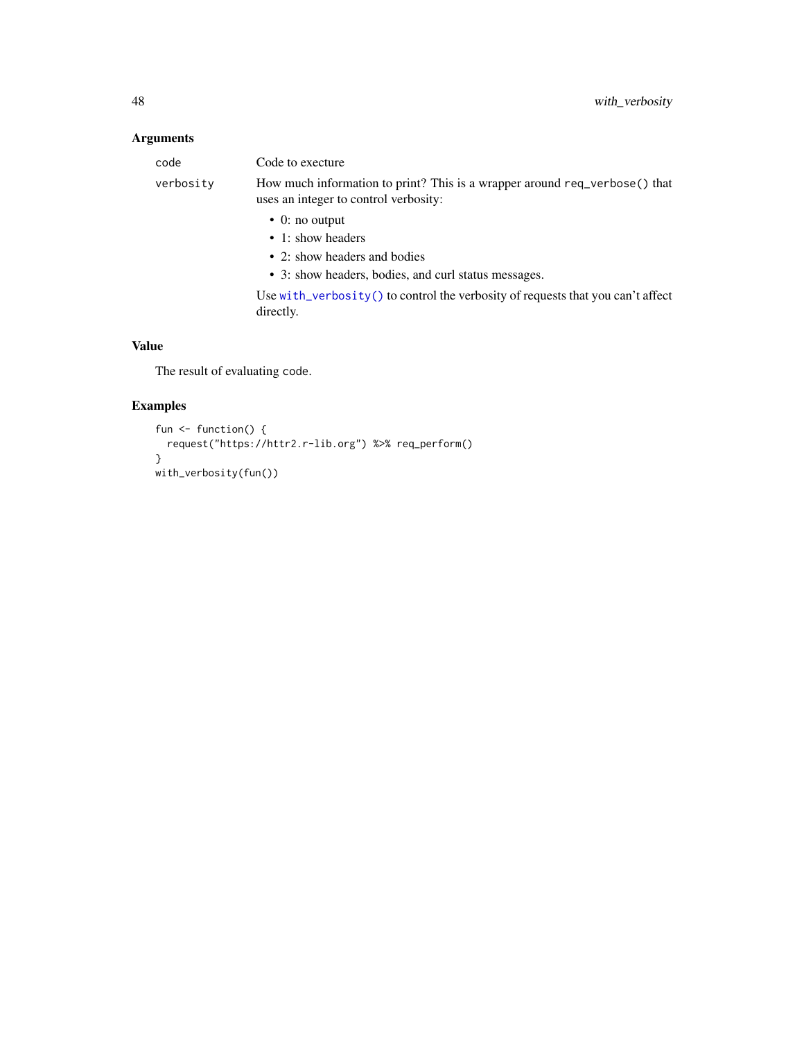## Arguments

| | |
|---|---|
| `code` | Code to execture |
| `verbosity` | How much information to print? This is a wrapper around `req_verbose()` that uses an integer to control verbosity:<br>• 0: no output<br>• 1: show headers<br>• 2: show headers and bodies<br>• 3: show headers, bodies, and curl status messages.<br><br>Use `with_verbosity()` to control the verbosity of requests that you can't affect directly. |

## Value

The result of evaluating `code`.

## Examples

```
fun <- function() {
  request("https://httr2.r-lib.org") %>% req_perform()
}
with_verbosity(fun())
```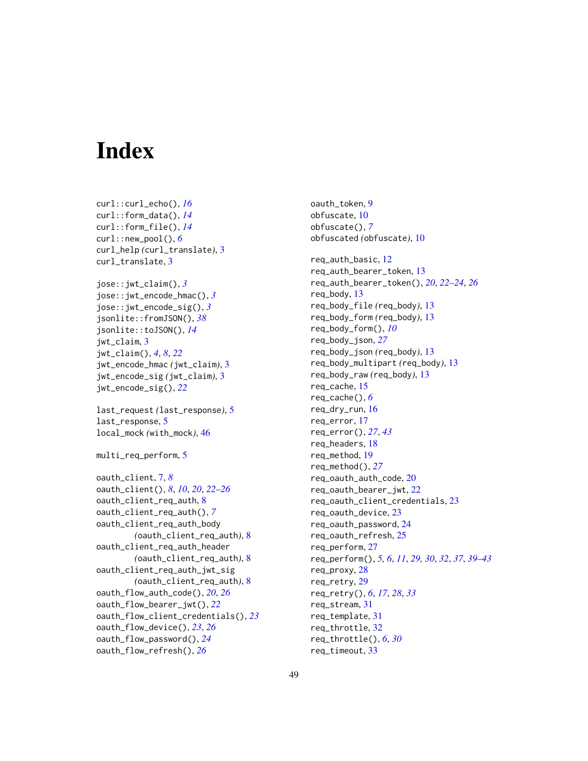# Index

curl::curl_echo(), *16*
curl::form_data(), *14*
curl::form_file(), *14*
curl::new_pool(), *6*
curl_help *(curl_translate)*, 3
curl_translate, 3

jose::jwt_claim(), *3*
jose::jwt_encode_hmac(), *3*
jose::jwt_encode_sig(), *3*
jsonlite::fromJSON(), *38*
jsonlite::toJSON(), *14*
jwt_claim, 3
jwt_claim(), *4*, *8*, *22*
jwt_encode_hmac *(jwt_claim)*, 3
jwt_encode_sig *(jwt_claim)*, 3
jwt_encode_sig(), *22*

last_request *(last_response)*, 5
last_response, 5
local_mock *(with_mock)*, 46

multi_req_perform, 5

oauth_client, 7, *8*
oauth_client(), *8*, *10*, *20*, *22–26*
oauth_client_req_auth, 8
oauth_client_req_auth(), *7*
oauth_client_req_auth_body *(oauth_client_req_auth)*, 8
oauth_client_req_auth_header *(oauth_client_req_auth)*, 8
oauth_client_req_auth_jwt_sig *(oauth_client_req_auth)*, 8
oauth_flow_auth_code(), *20*, *26*
oauth_flow_bearer_jwt(), *22*
oauth_flow_client_credentials(), *23*
oauth_flow_device(), *23*, *26*
oauth_flow_password(), *24*
oauth_flow_refresh(), *26*

oauth_token, 9
obfuscate, 10
obfuscate(), *7*
obfuscated *(obfuscate)*, 10

req_auth_basic, 12
req_auth_bearer_token, 13
req_auth_bearer_token(), *20*, *22–24*, *26*
req_body, 13
req_body_file *(req_body)*, 13
req_body_form *(req_body)*, 13
req_body_form(), *10*
req_body_json, *27*
req_body_json *(req_body)*, 13
req_body_multipart *(req_body)*, 13
req_body_raw *(req_body)*, 13
req_cache, 15
req_cache(), *6*
req_dry_run, 16
req_error, 17
req_error(), *27*, *43*
req_headers, 18
req_method, 19
req_method(), *27*
req_oauth_auth_code, 20
req_oauth_bearer_jwt, 22
req_oauth_client_credentials, 23
req_oauth_device, 23
req_oauth_password, 24
req_oauth_refresh, 25
req_perform, 27
req_perform(), *5, 6*, *11*, *29, 30*, *32*, *37*, *39–43*
req_proxy, 28
req_retry, 29
req_retry(), *6*, *17*, *28*, *33*
req_stream, 31
req_template, 31
req_throttle, 32
req_throttle(), *6*, *30*
req_timeout, 33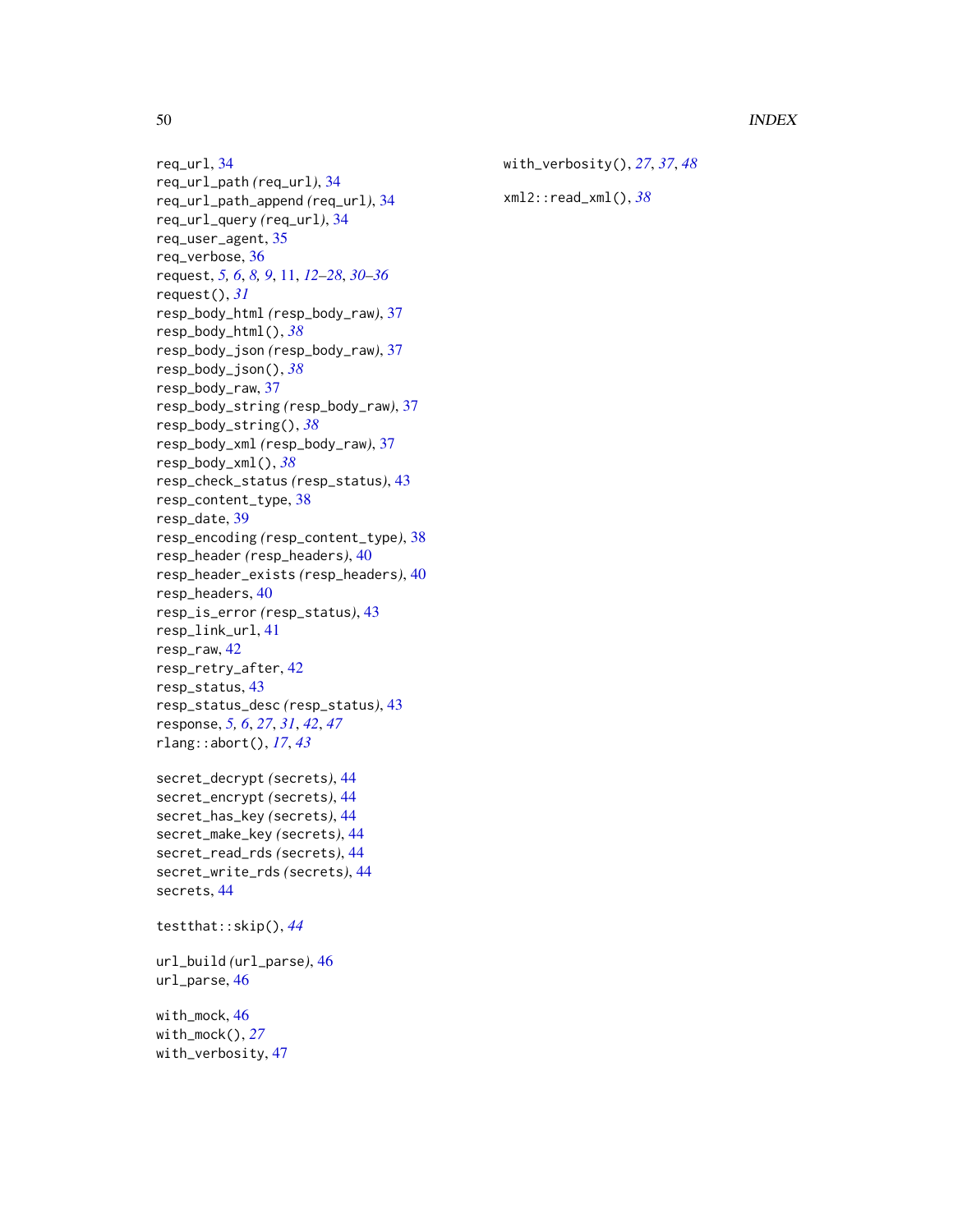req_url, 34
req_url_path (req_url), 34
req_url_path_append (req_url), 34
req_url_query (req_url), 34
req_user_agent, 35
req_verbose, 36
request, *5, 6*, *8, 9*, 11, *12–28*, *30–36*
request(), *31*
resp_body_html (resp_body_raw), 37
resp_body_html(), *38*
resp_body_json (resp_body_raw), 37
resp_body_json(), *38*
resp_body_raw, 37
resp_body_string (resp_body_raw), 37
resp_body_string(), *38*
resp_body_xml (resp_body_raw), 37
resp_body_xml(), *38*
resp_check_status (resp_status), 43
resp_content_type, 38
resp_date, 39
resp_encoding (resp_content_type), 38
resp_header (resp_headers), 40
resp_header_exists (resp_headers), 40
resp_headers, 40
resp_is_error (resp_status), 43
resp_link_url, 41
resp_raw, 42
resp_retry_after, 42
resp_status, 43
resp_status_desc (resp_status), 43
response, *5, 6*, *27*, *31*, *42*, *47*
rlang::abort(), *17*, *43*

secret_decrypt (secrets), 44
secret_encrypt (secrets), 44
secret_has_key (secrets), 44
secret_make_key (secrets), 44
secret_read_rds (secrets), 44
secret_write_rds (secrets), 44
secrets, 44

testthat::skip(), *44*

url_build (url_parse), 46
url_parse, 46

with_mock, 46
with_mock(), *27*
with_verbosity, 47
with_verbosity(), *27*, *37*, *48*

xml2::read_xml(), *38*